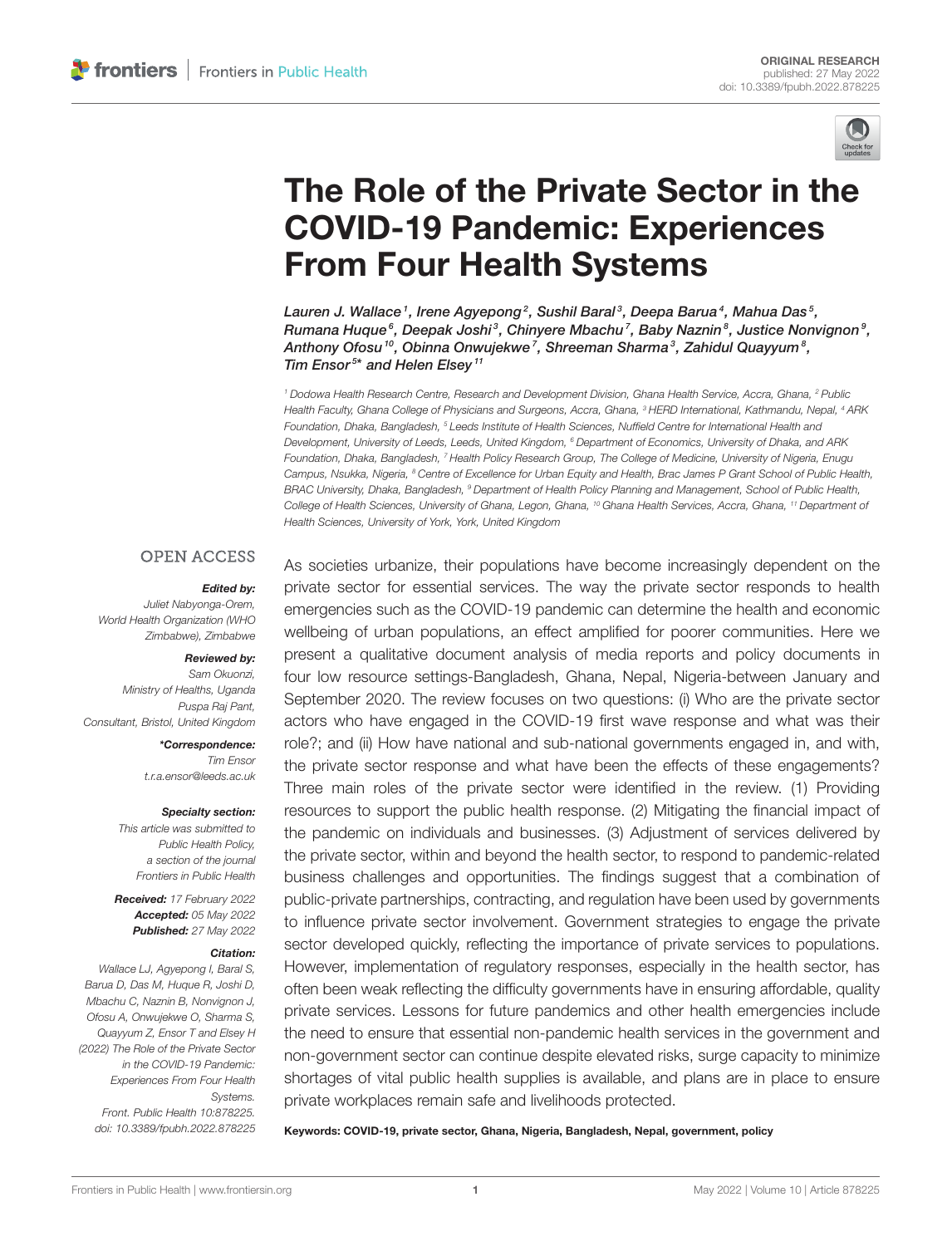ORIGINAL RESEARCH
published: 27 May 2022
doi: 10.3389/fpubh.2022.878225

# The Role of the Private Sector in the COVID-19 Pandemic: Experiences From Four Health Systems

*Lauren J. Wallace[1], Irene Agyepong[2], Sushil Baral[3], Deepa Barua[4], Mahua Das[5], Rumana Huque[6], Deepak Joshi[3], Chinyere Mbachu[7], Baby Naznin[8], Justice Nonvignon[9], Anthony Ofosu[10], Obinna Onwujekwe[7], Shreeman Sharma[3], Zahidul Quayyum[8], Tim Ensor[5]* and Helen Elsey[11]*

[1] Dodowa Health Research Centre, Research and Development Division, Ghana Health Service, Accra, Ghana, [2] Public Health Faculty, Ghana College of Physicians and Surgeons, Accra, Ghana, [3] HERD International, Kathmandu, Nepal, [4] ARK Foundation, Dhaka, Bangladesh, [5] Leeds Institute of Health Sciences, Nuffield Centre for International Health and Development, University of Leeds, Leeds, United Kingdom, [6] Department of Economics, University of Dhaka, and ARK Foundation, Dhaka, Bangladesh, [7] Health Policy Research Group, The College of Medicine, University of Nigeria, Enugu Campus, Nsukka, Nigeria, [8] Centre of Excellence for Urban Equity and Health, Brac James P Grant School of Public Health, BRAC University, Dhaka, Bangladesh, [9] Department of Health Policy Planning and Management, School of Public Health, College of Health Sciences, University of Ghana, Legon, Ghana, [10] Ghana Health Services, Accra, Ghana, [11] Department of Health Sciences, University of York, York, United Kingdom

OPEN ACCESS

***Edited by:***
Juliet Nabyonga-Orem,
World Health Organization (WHO Zimbabwe), Zimbabwe

***Reviewed by:***
Sam Okuonzi,
Ministry of Healths, Uganda
Puspa Raj Pant,
Consultant, Bristol, United Kingdom

***\*Correspondence:***
Tim Ensor
t.r.a.ensor@leeds.ac.uk

***Specialty section:***
This article was submitted to Public Health Policy, a section of the journal Frontiers in Public Health

***Received:*** 17 February 2022
***Accepted:*** 05 May 2022
***Published:*** 27 May 2022

***Citation:***
Wallace LJ, Agyepong I, Baral S, Barua D, Das M, Huque R, Joshi D, Mbachu C, Naznin B, Nonvignon J, Ofosu A, Onwujekwe O, Sharma S, Quayyum Z, Ensor T and Elsey H (2022) The Role of the Private Sector in the COVID-19 Pandemic: Experiences From Four Health Systems. Front. Public Health 10:878225. doi: 10.3389/fpubh.2022.878225

As societies urbanize, their populations have become increasingly dependent on the private sector for essential services. The way the private sector responds to health emergencies such as the COVID-19 pandemic can determine the health and economic wellbeing of urban populations, an effect amplified for poorer communities. Here we present a qualitative document analysis of media reports and policy documents in four low resource settings-Bangladesh, Ghana, Nepal, Nigeria-between January and September 2020. The review focuses on two questions: (i) Who are the private sector actors who have engaged in the COVID-19 first wave response and what was their role?; and (ii) How have national and sub-national governments engaged in, and with, the private sector response and what have been the effects of these engagements? Three main roles of the private sector were identified in the review. (1) Providing resources to support the public health response. (2) Mitigating the financial impact of the pandemic on individuals and businesses. (3) Adjustment of services delivered by the private sector, within and beyond the health sector, to respond to pandemic-related business challenges and opportunities. The findings suggest that a combination of public-private partnerships, contracting, and regulation have been used by governments to influence private sector involvement. Government strategies to engage the private sector developed quickly, reflecting the importance of private services to populations. However, implementation of regulatory responses, especially in the health sector, has often been weak reflecting the difficulty governments have in ensuring affordable, quality private services. Lessons for future pandemics and other health emergencies include the need to ensure that essential non-pandemic health services in the government and non-government sector can continue despite elevated risks, surge capacity to minimize shortages of vital public health supplies is available, and plans are in place to ensure private workplaces remain safe and livelihoods protected.

**Keywords: COVID-19, private sector, Ghana, Nigeria, Bangladesh, Nepal, government, policy**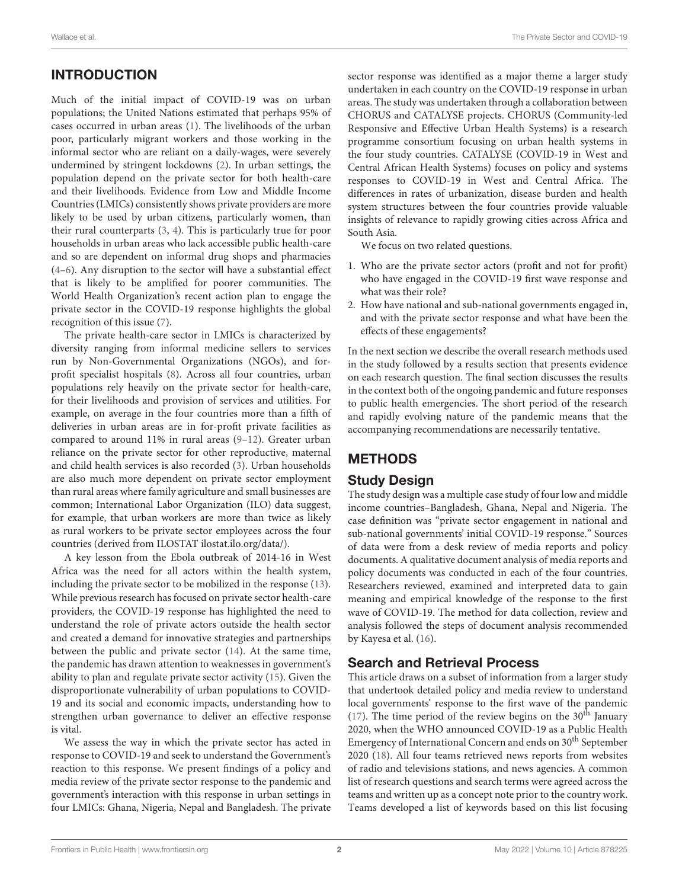## INTRODUCTION

Much of the initial impact of COVID-19 was on urban populations; the United Nations estimated that perhaps 95% of cases occurred in urban areas (1). The livelihoods of the urban poor, particularly migrant workers and those working in the informal sector who are reliant on a daily-wages, were severely undermined by stringent lockdowns (2). In urban settings, the population depend on the private sector for both health-care and their livelihoods. Evidence from Low and Middle Income Countries (LMICs) consistently shows private providers are more likely to be used by urban citizens, particularly women, than their rural counterparts (3, 4). This is particularly true for poor households in urban areas who lack accessible public health-care and so are dependent on informal drug shops and pharmacies (4–6). Any disruption to the sector will have a substantial effect that is likely to be amplified for poorer communities. The World Health Organization's recent action plan to engage the private sector in the COVID-19 response highlights the global recognition of this issue (7).

The private health-care sector in LMICs is characterized by diversity ranging from informal medicine sellers to services run by Non-Governmental Organizations (NGOs), and for-profit specialist hospitals (8). Across all four countries, urban populations rely heavily on the private sector for health-care, for their livelihoods and provision of services and utilities. For example, on average in the four countries more than a fifth of deliveries in urban areas are in for-profit private facilities as compared to around 11% in rural areas (9–12). Greater urban reliance on the private sector for other reproductive, maternal and child health services is also recorded (3). Urban households are also much more dependent on private sector employment than rural areas where family agriculture and small businesses are common; International Labor Organization (ILO) data suggest, for example, that urban workers are more than twice as likely as rural workers to be private sector employees across the four countries (derived from ILOSTAT ilostat.ilo.org/data/).

A key lesson from the Ebola outbreak of 2014-16 in West Africa was the need for all actors within the health system, including the private sector to be mobilized in the response (13). While previous research has focused on private sector health-care providers, the COVID-19 response has highlighted the need to understand the role of private actors outside the health sector and created a demand for innovative strategies and partnerships between the public and private sector (14). At the same time, the pandemic has drawn attention to weaknesses in government's ability to plan and regulate private sector activity (15). Given the disproportionate vulnerability of urban populations to COVID-19 and its social and economic impacts, understanding how to strengthen urban governance to deliver an effective response is vital.

We assess the way in which the private sector has acted in response to COVID-19 and seek to understand the Government's reaction to this response. We present findings of a policy and media review of the private sector response to the pandemic and government's interaction with this response in urban settings in four LMICs: Ghana, Nigeria, Nepal and Bangladesh. The private sector response was identified as a major theme a larger study undertaken in each country on the COVID-19 response in urban areas. The study was undertaken through a collaboration between CHORUS and CATALYSE projects. CHORUS (Community-led Responsive and Effective Urban Health Systems) is a research programme consortium focusing on urban health systems in the four study countries. CATALYSE (COVID-19 in West and Central African Health Systems) focuses on policy and systems responses to COVID-19 in West and Central Africa. The differences in rates of urbanization, disease burden and health system structures between the four countries provide valuable insights of relevance to rapidly growing cities across Africa and South Asia.

We focus on two related questions.

1. Who are the private sector actors (profit and not for profit) who have engaged in the COVID-19 first wave response and what was their role?
2. How have national and sub-national governments engaged in, and with the private sector response and what have been the effects of these engagements?

In the next section we describe the overall research methods used in the study followed by a results section that presents evidence on each research question. The final section discusses the results in the context both of the ongoing pandemic and future responses to public health emergencies. The short period of the research and rapidly evolving nature of the pandemic means that the accompanying recommendations are necessarily tentative.

## METHODS

### Study Design

The study design was a multiple case study of four low and middle income countries–Bangladesh, Ghana, Nepal and Nigeria. The case definition was "private sector engagement in national and sub-national governments' initial COVID-19 response." Sources of data were from a desk review of media reports and policy documents. A qualitative document analysis of media reports and policy documents was conducted in each of the four countries. Researchers reviewed, examined and interpreted data to gain meaning and empirical knowledge of the response to the first wave of COVID-19. The method for data collection, review and analysis followed the steps of document analysis recommended by Kayesa et al. (16).

### Search and Retrieval Process

This article draws on a subset of information from a larger study that undertook detailed policy and media review to understand local governments' response to the first wave of the pandemic (17). The time period of the review begins on the 30th January 2020, when the WHO announced COVID-19 as a Public Health Emergency of International Concern and ends on 30th September 2020 (18). All four teams retrieved news reports from websites of radio and televisions stations, and news agencies. A common list of research questions and search terms were agreed across the teams and written up as a concept note prior to the country work. Teams developed a list of keywords based on this list focusing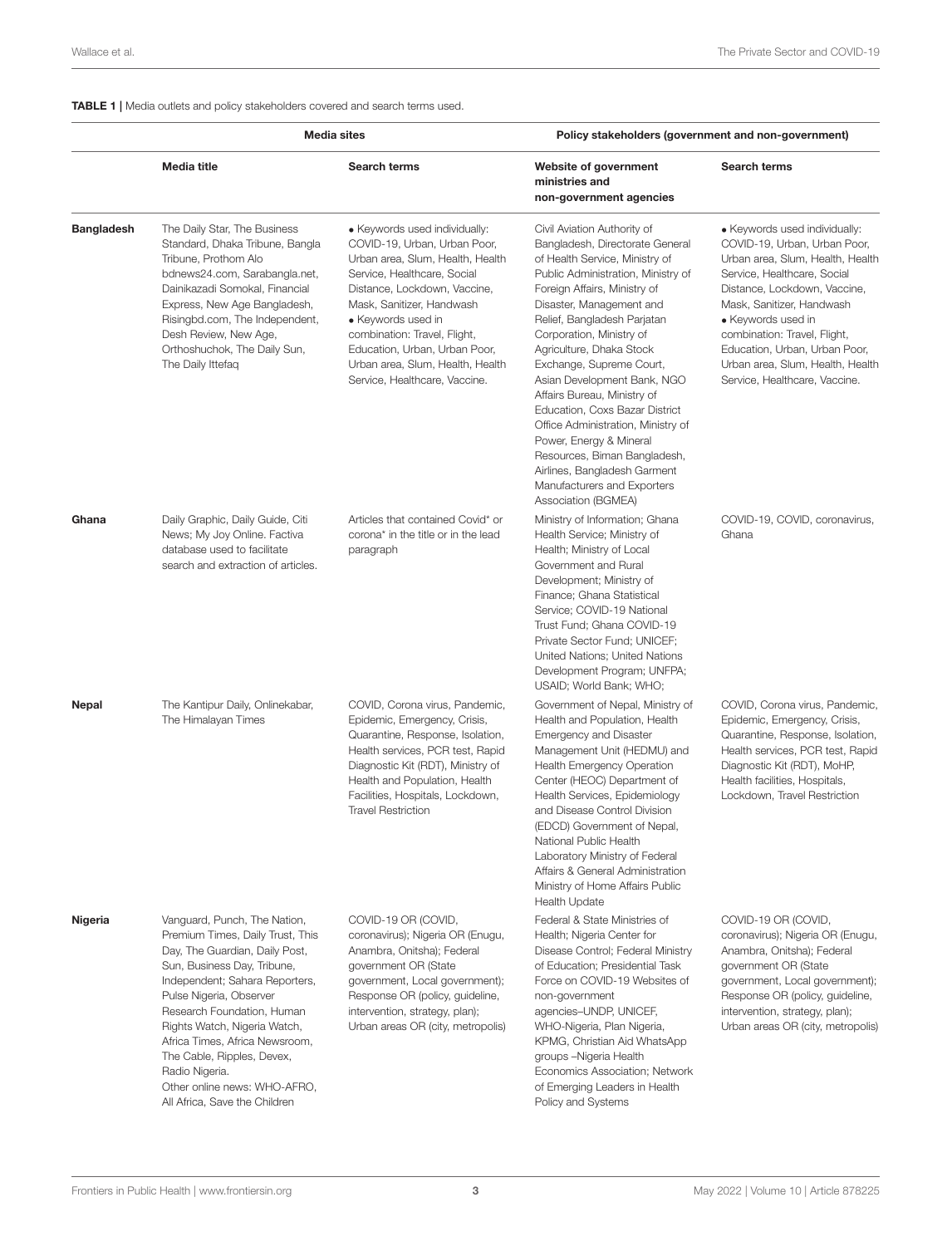**TABLE 1 |** Media outlets and policy stakeholders covered and search terms used.

| | Media sites | | Policy stakeholders (government and non-government) | |
|---|---|---|---|---|
| | **Media title** | **Search terms** | **Website of government ministries and non-government agencies** | **Search terms** |
| **Bangladesh** | The Daily Star, The Business Standard, Dhaka Tribune, Bangla Tribune, Prothom Alo bdnews24.com, Sarabangla.net, Dainikazadi Somokal, Financial Express, New Age Bangladesh, Risingbd.com, The Independent, Desh Review, New Age, Orthoshuchok, The Daily Sun, The Daily Ittefaq | • Keywords used individually: COVID-19, Urban, Urban Poor, Urban area, Slum, Health, Health Service, Healthcare, Social Distance, Lockdown, Vaccine, Mask, Sanitizer, Handwash • Keywords used in combination: Travel, Flight, Education, Urban, Urban Poor, Urban area, Slum, Health, Health Service, Healthcare, Vaccine. | Civil Aviation Authority of Bangladesh, Directorate General of Health Service, Ministry of Public Administration, Ministry of Foreign Affairs, Ministry of Disaster, Management and Relief, Bangladesh Parjatan Corporation, Ministry of Agriculture, Dhaka Stock Exchange, Supreme Court, Asian Development Bank, NGO Affairs Bureau, Ministry of Education, Coxs Bazar District Office Administration, Ministry of Power, Energy & Mineral Resources, Biman Bangladesh, Airlines, Bangladesh Garment Manufacturers and Exporters Association (BGMEA) | • Keywords used individually: COVID-19, Urban, Urban Poor, Urban area, Slum, Health, Health Service, Healthcare, Social Distance, Lockdown, Vaccine, Mask, Sanitizer, Handwash • Keywords used in combination: Travel, Flight, Education, Urban, Urban Poor, Urban area, Slum, Health, Health Service, Healthcare, Vaccine. |
| **Ghana** | Daily Graphic, Daily Guide, Citi News; My Joy Online. Factiva database used to facilitate search and extraction of articles. | Articles that contained Covid* or corona* in the title or in the lead paragraph | Ministry of Information; Ghana Health Service; Ministry of Health; Ministry of Local Government and Rural Development; Ministry of Finance; Ghana Statistical Service; COVID-19 National Trust Fund; Ghana COVID-19 Private Sector Fund; UNICEF; United Nations; United Nations Development Program; UNFPA; USAID; World Bank; WHO; | COVID-19, COVID, coronavirus, Ghana |
| **Nepal** | The Kantipur Daily, Onlinekabar, The Himalayan Times | COVID, Corona virus, Pandemic, Epidemic, Emergency, Crisis, Quarantine, Response, Isolation, Health services, PCR test, Rapid Diagnostic Kit (RDT), Ministry of Health and Population, Health Facilities, Hospitals, Lockdown, Travel Restriction | Government of Nepal, Ministry of Health and Population, Health Emergency and Disaster Management Unit (HEDMU) and Health Emergency Operation Center (HEOC) Department of Health Services, Epidemiology and Disease Control Division (EDCD) Government of Nepal, National Public Health Laboratory Ministry of Federal Affairs & General Administration Ministry of Home Affairs Public Health Update | COVID, Corona virus, Pandemic, Epidemic, Emergency, Crisis, Quarantine, Response, Isolation, Health services, PCR test, Rapid Diagnostic Kit (RDT), MoHP, Health facilities, Hospitals, Lockdown, Travel Restriction |
| **Nigeria** | Vanguard, Punch, The Nation, Premium Times, Daily Trust, This Day, The Guardian, Daily Post, Sun, Business Day, Tribune, Independent; Sahara Reporters, Pulse Nigeria, Observer Research Foundation, Human Rights Watch, Nigeria Watch, Africa Times, Africa Newsroom, The Cable, Ripples, Devex, Radio Nigeria. Other online news: WHO-AFRO, All Africa, Save the Children | COVID-19 OR (COVID, coronavirus); Nigeria OR (Enugu, Anambra, Onitsha); Federal government OR (State government, Local government); Response OR (policy, guideline, intervention, strategy, plan); Urban areas OR (city, metropolis) | Federal & State Ministries of Health; Nigeria Center for Disease Control; Federal Ministry of Education; Presidential Task Force on COVID-19 Websites of non-government agencies–UNDP, UNICEF, WHO-Nigeria, Plan Nigeria, KPMG, Christian Aid WhatsApp groups –Nigeria Health Economics Association; Network of Emerging Leaders in Health Policy and Systems | COVID-19 OR (COVID, coronavirus); Nigeria OR (Enugu, Anambra, Onitsha); Federal government OR (State government, Local government); Response OR (policy, guideline, intervention, strategy, plan); Urban areas OR (city, metropolis) |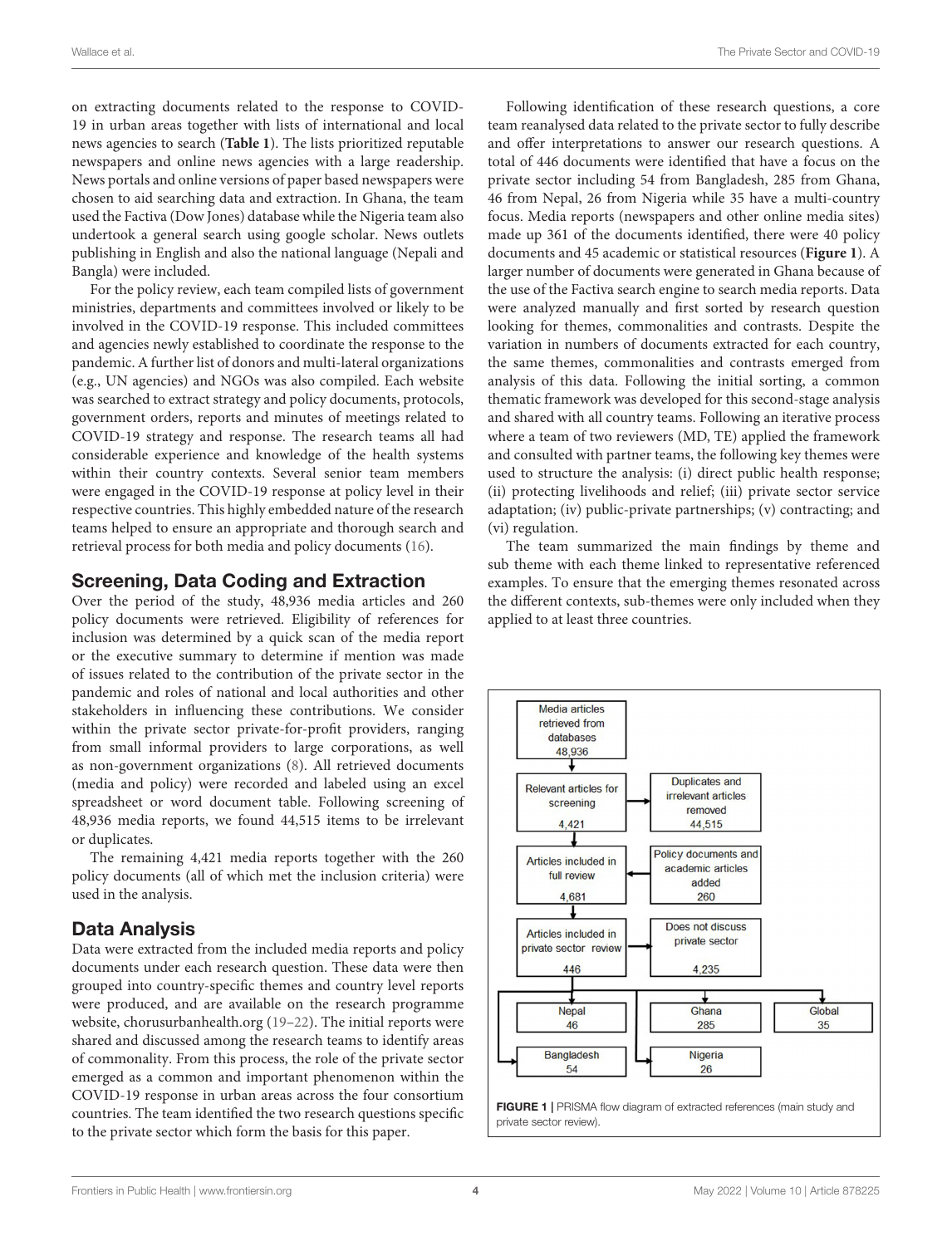on extracting documents related to the response to COVID-19 in urban areas together with lists of international and local news agencies to search (**Table 1**). The lists prioritized reputable newspapers and online news agencies with a large readership. News portals and online versions of paper based newspapers were chosen to aid searching data and extraction. In Ghana, the team used the Factiva (Dow Jones) database while the Nigeria team also undertook a general search using google scholar. News outlets publishing in English and also the national language (Nepali and Bangla) were included.

For the policy review, each team compiled lists of government ministries, departments and committees involved or likely to be involved in the COVID-19 response. This included committees and agencies newly established to coordinate the response to the pandemic. A further list of donors and multi-lateral organizations (e.g., UN agencies) and NGOs was also compiled. Each website was searched to extract strategy and policy documents, protocols, government orders, reports and minutes of meetings related to COVID-19 strategy and response. The research teams all had considerable experience and knowledge of the health systems within their country contexts. Several senior team members were engaged in the COVID-19 response at policy level in their respective countries. This highly embedded nature of the research teams helped to ensure an appropriate and thorough search and retrieval process for both media and policy documents (16).

## Screening, Data Coding and Extraction

Over the period of the study, 48,936 media articles and 260 policy documents were retrieved. Eligibility of references for inclusion was determined by a quick scan of the media report or the executive summary to determine if mention was made of issues related to the contribution of the private sector in the pandemic and roles of national and local authorities and other stakeholders in influencing these contributions. We consider within the private sector private-for-profit providers, ranging from small informal providers to large corporations, as well as non-government organizations (8). All retrieved documents (media and policy) were recorded and labeled using an excel spreadsheet or word document table. Following screening of 48,936 media reports, we found 44,515 items to be irrelevant or duplicates.

The remaining 4,421 media reports together with the 260 policy documents (all of which met the inclusion criteria) were used in the analysis.

## Data Analysis

Data were extracted from the included media reports and policy documents under each research question. These data were then grouped into country-specific themes and country level reports were produced, and are available on the research programme website, chorusurbanhealth.org (19–22). The initial reports were shared and discussed among the research teams to identify areas of commonality. From this process, the role of the private sector emerged as a common and important phenomenon within the COVID-19 response in urban areas across the four consortium countries. The team identified the two research questions specific to the private sector which form the basis for this paper.

Following identification of these research questions, a core team reanalysed data related to the private sector to fully describe and offer interpretations to answer our research questions. A total of 446 documents were identified that have a focus on the private sector including 54 from Bangladesh, 285 from Ghana, 46 from Nepal, 26 from Nigeria while 35 have a multi-country focus. Media reports (newspapers and other online media sites) made up 361 of the documents identified, there were 40 policy documents and 45 academic or statistical resources (**Figure 1**). A larger number of documents were generated in Ghana because of the use of the Factiva search engine to search media reports. Data were analyzed manually and first sorted by research question looking for themes, commonalities and contrasts. Despite the variation in numbers of documents extracted for each country, the same themes, commonalities and contrasts emerged from analysis of this data. Following the initial sorting, a common thematic framework was developed for this second-stage analysis and shared with all country teams. Following an iterative process where a team of two reviewers (MD, TE) applied the framework and consulted with partner teams, the following key themes were used to structure the analysis: (i) direct public health response; (ii) protecting livelihoods and relief; (iii) private sector service adaptation; (iv) public-private partnerships; (v) contracting; and (vi) regulation.

The team summarized the main findings by theme and sub theme with each theme linked to representative referenced examples. To ensure that the emerging themes resonated across the different contexts, sub-themes were only included when they applied to at least three countries.

Media articles retrieved from databases 48,936 → Relevant articles for screening 4,421 → Duplicates and irrelevant articles removed 44,515

Articles included in full review 4,681 ← Policy documents and academic articles added 260

Articles included in private sector review 446 → Does not discuss private sector 4,235

Nepal 46 | Ghana 285 | Global 35 | Bangladesh 54 | Nigeria 26

**FIGURE 1** | PRISMA flow diagram of extracted references (main study and private sector review).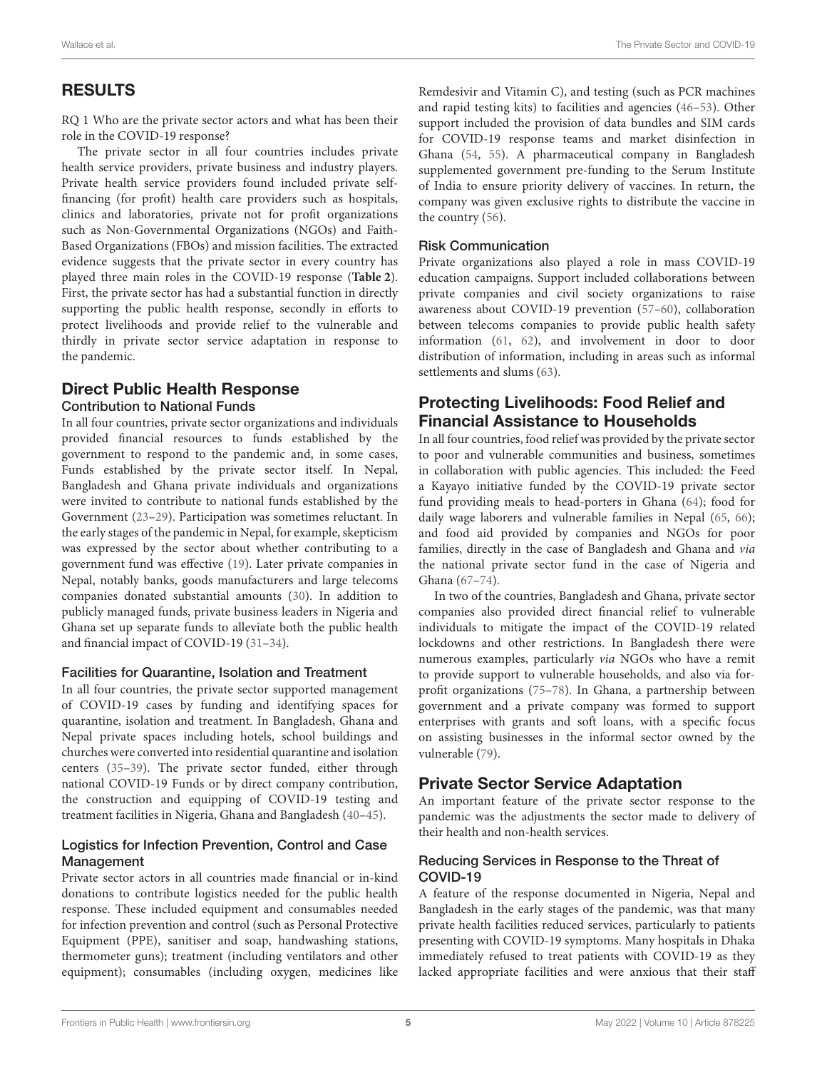## RESULTS

RQ 1 Who are the private sector actors and what has been their role in the COVID-19 response?

The private sector in all four countries includes private health service providers, private business and industry players. Private health service providers found included private self-financing (for profit) health care providers such as hospitals, clinics and laboratories, private not for profit organizations such as Non-Governmental Organizations (NGOs) and Faith-Based Organizations (FBOs) and mission facilities. The extracted evidence suggests that the private sector in every country has played three main roles in the COVID-19 response (**Table 2**). First, the private sector has had a substantial function in directly supporting the public health response, secondly in efforts to protect livelihoods and provide relief to the vulnerable and thirdly in private sector service adaptation in response to the pandemic.

## Direct Public Health Response

### Contribution to National Funds

In all four countries, private sector organizations and individuals provided financial resources to funds established by the government to respond to the pandemic and, in some cases, Funds established by the private sector itself. In Nepal, Bangladesh and Ghana private individuals and organizations were invited to contribute to national funds established by the Government (23–29). Participation was sometimes reluctant. In the early stages of the pandemic in Nepal, for example, skepticism was expressed by the sector about whether contributing to a government fund was effective (19). Later private companies in Nepal, notably banks, goods manufacturers and large telecoms companies donated substantial amounts (30). In addition to publicly managed funds, private business leaders in Nigeria and Ghana set up separate funds to alleviate both the public health and financial impact of COVID-19 (31–34).

### Facilities for Quarantine, Isolation and Treatment

In all four countries, the private sector supported management of COVID-19 cases by funding and identifying spaces for quarantine, isolation and treatment. In Bangladesh, Ghana and Nepal private spaces including hotels, school buildings and churches were converted into residential quarantine and isolation centers (35–39). The private sector funded, either through national COVID-19 Funds or by direct company contribution, the construction and equipping of COVID-19 testing and treatment facilities in Nigeria, Ghana and Bangladesh (40–45).

### Logistics for Infection Prevention, Control and Case Management

Private sector actors in all countries made financial or in-kind donations to contribute logistics needed for the public health response. These included equipment and consumables needed for infection prevention and control (such as Personal Protective Equipment (PPE), sanitiser and soap, handwashing stations, thermometer guns); treatment (including ventilators and other equipment); consumables (including oxygen, medicines like Remdesivir and Vitamin C), and testing (such as PCR machines and rapid testing kits) to facilities and agencies (46–53). Other support included the provision of data bundles and SIM cards for COVID-19 response teams and market disinfection in Ghana (54, 55). A pharmaceutical company in Bangladesh supplemented government pre-funding to the Serum Institute of India to ensure priority delivery of vaccines. In return, the company was given exclusive rights to distribute the vaccine in the country (56).

### Risk Communication

Private organizations also played a role in mass COVID-19 education campaigns. Support included collaborations between private companies and civil society organizations to raise awareness about COVID-19 prevention (57–60), collaboration between telecoms companies to provide public health safety information (61, 62), and involvement in door to door distribution of information, including in areas such as informal settlements and slums (63).

## Protecting Livelihoods: Food Relief and Financial Assistance to Households

In all four countries, food relief was provided by the private sector to poor and vulnerable communities and business, sometimes in collaboration with public agencies. This included: the Feed a Kayayo initiative funded by the COVID-19 private sector fund providing meals to head-porters in Ghana (64); food for daily wage laborers and vulnerable families in Nepal (65, 66); and food aid provided by companies and NGOs for poor families, directly in the case of Bangladesh and Ghana and *via* the national private sector fund in the case of Nigeria and Ghana (67–74).

In two of the countries, Bangladesh and Ghana, private sector companies also provided direct financial relief to vulnerable individuals to mitigate the impact of the COVID-19 related lockdowns and other restrictions. In Bangladesh there were numerous examples, particularly *via* NGOs who have a remit to provide support to vulnerable households, and also via for-profit organizations (75–78). In Ghana, a partnership between government and a private company was formed to support enterprises with grants and soft loans, with a specific focus on assisting businesses in the informal sector owned by the vulnerable (79).

## Private Sector Service Adaptation

An important feature of the private sector response to the pandemic was the adjustments the sector made to delivery of their health and non-health services.

### Reducing Services in Response to the Threat of COVID-19

A feature of the response documented in Nigeria, Nepal and Bangladesh in the early stages of the pandemic, was that many private health facilities reduced services, particularly to patients presenting with COVID-19 symptoms. Many hospitals in Dhaka immediately refused to treat patients with COVID-19 as they lacked appropriate facilities and were anxious that their staff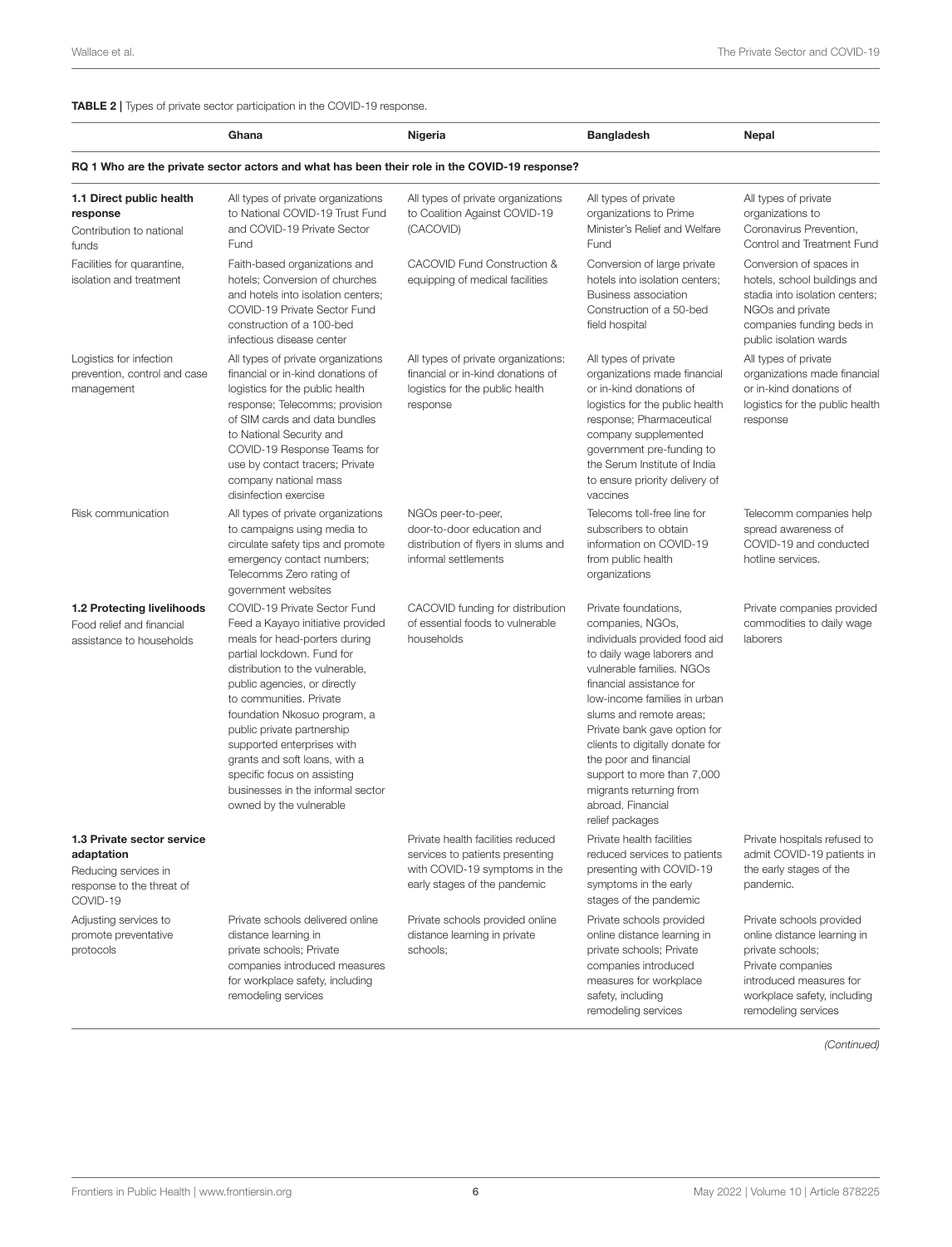**TABLE 2 |** Types of private sector participation in the COVID-19 response.

| | Ghana | Nigeria | Bangladesh | Nepal |
|---|---|---|---|---|
| **RQ 1 Who are the private sector actors and what has been their role in the COVID-19 response?** | | | | |
| **1.1 Direct public health response** Contribution to national funds | All types of private organizations to National COVID-19 Trust Fund and COVID-19 Private Sector Fund | All types of private organizations to Coalition Against COVID-19 (CACOVID) | All types of private organizations to Prime Minister's Relief and Welfare Fund | All types of private organizations to Coronavirus Prevention, Control and Treatment Fund |
| Facilities for quarantine, isolation and treatment | Faith-based organizations and hotels; Conversion of churches and hotels into isolation centers; COVID-19 Private Sector Fund construction of a 100-bed infectious disease center | CACOVID Fund Construction & equipping of medical facilities | Conversion of large private hotels into isolation centers; Business association Construction of a 50-bed field hospital | Conversion of spaces in hotels, school buildings and stadia into isolation centers; NGOs and private companies funding beds in public isolation wards |
| Logistics for infection prevention, control and case management | All types of private organizations financial or in-kind donations of logistics for the public health response; Telecomms; provision of SIM cards and data bundles to National Security and COVID-19 Response Teams for use by contact tracers; Private company national mass disinfection exercise | All types of private organizations: financial or in-kind donations of logistics for the public health response | All types of private organizations made financial or in-kind donations of logistics for the public health response; Pharmaceutical company supplemented government pre-funding to the Serum Institute of India to ensure priority delivery of vaccines | All types of private organizations made financial or in-kind donations of logistics for the public health response |
| Risk communication | All types of private organizations to campaigns using media to circulate safety tips and promote emergency contact numbers; Telecomms Zero rating of government websites | NGOs peer-to-peer, door-to-door education and distribution of flyers in slums and informal settlements | Telecoms toll-free line for subscribers to obtain information on COVID-19 from public health organizations | Telecomm companies help spread awareness of COVID-19 and conducted hotline services. |
| **1.2 Protecting livelihoods** Food relief and financial assistance to households | COVID-19 Private Sector Fund Feed a Kayayo initiative provided meals for head-porters during partial lockdown. Fund for distribution to the vulnerable, public agencies, or directly to communities. Private foundation Nkosuo program, a public private partnership supported enterprises with grants and soft loans, with a specific focus on assisting businesses in the informal sector owned by the vulnerable | CACOVID funding for distribution of essential foods to vulnerable households | Private foundations, companies, NGOs, individuals provided food aid to daily wage laborers and vulnerable families. NGOs financial assistance for low-income families in urban slums and remote areas; Private bank gave option for clients to digitally donate for the poor and financial support to more than 7,000 migrants returning from abroad. Financial relief packages | Private companies provided commodities to daily wage laborers |
| **1.3 Private sector service adaptation** Reducing services in response to the threat of COVID-19 | | Private health facilities reduced services to patients presenting with COVID-19 symptoms in the early stages of the pandemic | Private health facilities reduced services to patients presenting with COVID-19 symptoms in the early stages of the pandemic | Private hospitals refused to admit COVID-19 patients in the early stages of the pandemic. |
| Adjusting services to promote preventative protocols | Private schools delivered online distance learning in private schools; Private companies introduced measures for workplace safety, including remodeling services | Private schools provided online distance learning in private schools; | Private schools provided online distance learning in private schools; Private companies introduced measures for workplace safety, including remodeling services | Private schools provided online distance learning in private schools; Private companies introduced measures for workplace safety, including remodeling services |

*(Continued)*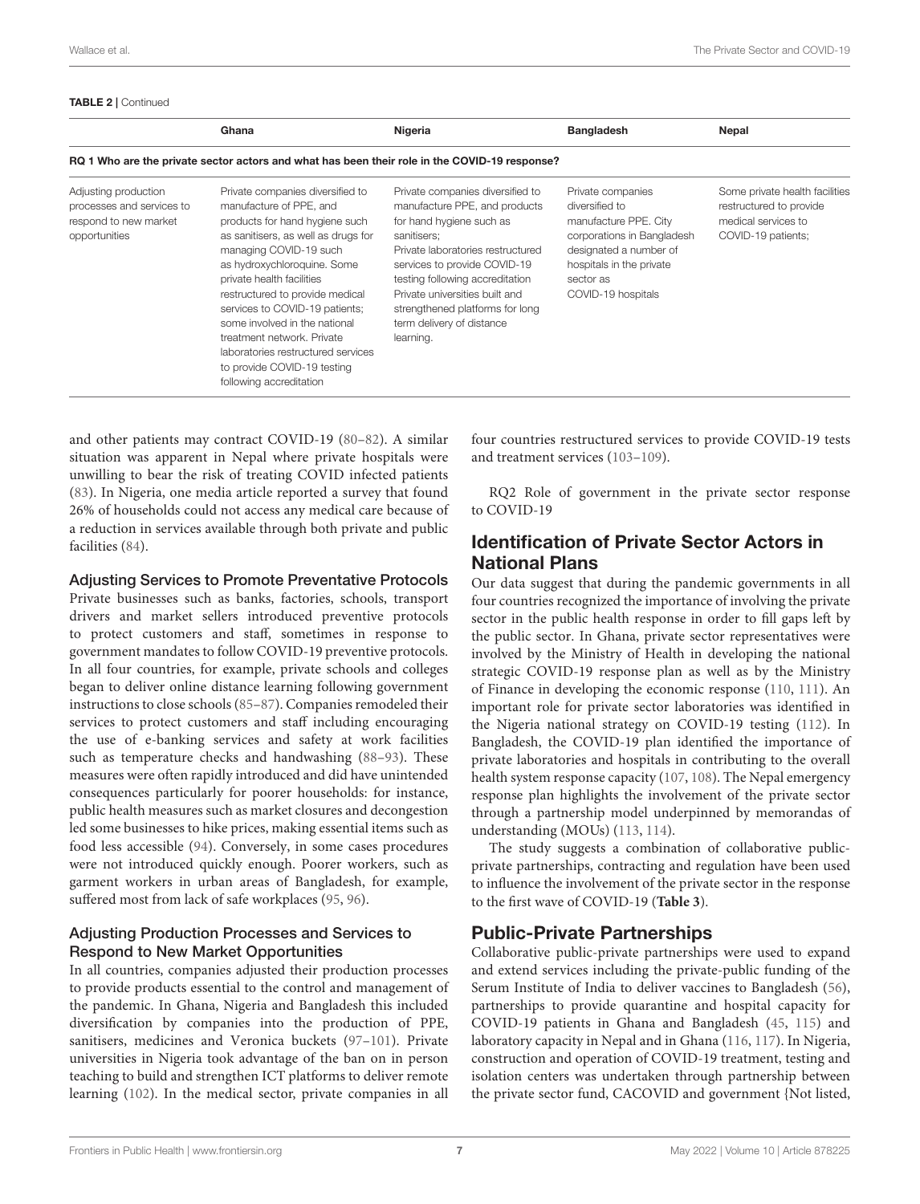**TABLE 2 | Continued**

| | Ghana | Nigeria | Bangladesh | Nepal |
|---|---|---|---|---|
| **RQ 1 Who are the private sector actors and what has been their role in the COVID-19 response?** | | | | |
| Adjusting production processes and services to respond to new market opportunities | Private companies diversified to manufacture of PPE, and products for hand hygiene such as sanitisers, as well as drugs for managing COVID-19 such as hydroxychloroquine. Some private health facilities restructured to provide medical services to COVID-19 patients; some involved in the national treatment network. Private laboratories restructured services to provide COVID-19 testing following accreditation | Private companies diversified to manufacture PPE, and products for hand hygiene such as sanitisers; Private laboratories restructured services to provide COVID-19 testing following accreditation Private universities built and strengthened platforms for long term delivery of distance learning. | Private companies diversified to manufacture PPE. City corporations in Bangladesh designated a number of hospitals in the private sector as COVID-19 hospitals | Some private health facilities restructured to provide medical services to COVID-19 patients; |

and other patients may contract COVID-19 (80–82). A similar situation was apparent in Nepal where private hospitals were unwilling to bear the risk of treating COVID infected patients (83). In Nigeria, one media article reported a survey that found 26% of households could not access any medical care because of a reduction in services available through both private and public facilities (84).

### Adjusting Services to Promote Preventative Protocols

Private businesses such as banks, factories, schools, transport drivers and market sellers introduced preventive protocols to protect customers and staff, sometimes in response to government mandates to follow COVID-19 preventive protocols. In all four countries, for example, private schools and colleges began to deliver online distance learning following government instructions to close schools (85–87). Companies remodeled their services to protect customers and staff including encouraging the use of e-banking services and safety at work facilities such as temperature checks and handwashing (88–93). These measures were often rapidly introduced and did have unintended consequences particularly for poorer households: for instance, public health measures such as market closures and decongestion led some businesses to hike prices, making essential items such as food less accessible (94). Conversely, in some cases procedures were not introduced quickly enough. Poorer workers, such as garment workers in urban areas of Bangladesh, for example, suffered most from lack of safe workplaces (95, 96).

### Adjusting Production Processes and Services to Respond to New Market Opportunities

In all countries, companies adjusted their production processes to provide products essential to the control and management of the pandemic. In Ghana, Nigeria and Bangladesh this included diversification by companies into the production of PPE, sanitisers, medicines and Veronica buckets (97–101). Private universities in Nigeria took advantage of the ban on in person teaching to build and strengthen ICT platforms to deliver remote learning (102). In the medical sector, private companies in all four countries restructured services to provide COVID-19 tests and treatment services (103–109).

RQ2 Role of government in the private sector response to COVID-19

## Identification of Private Sector Actors in National Plans

Our data suggest that during the pandemic governments in all four countries recognized the importance of involving the private sector in the public health response in order to fill gaps left by the public sector. In Ghana, private sector representatives were involved by the Ministry of Health in developing the national strategic COVID-19 response plan as well as by the Ministry of Finance in developing the economic response (110, 111). An important role for private sector laboratories was identified in the Nigeria national strategy on COVID-19 testing (112). In Bangladesh, the COVID-19 plan identified the importance of private laboratories and hospitals in contributing to the overall health system response capacity (107, 108). The Nepal emergency response plan highlights the involvement of the private sector through a partnership model underpinned by memorandas of understanding (MOUs) (113, 114).

The study suggests a combination of collaborative public-private partnerships, contracting and regulation have been used to influence the involvement of the private sector in the response to the first wave of COVID-19 (**Table 3**).

## Public-Private Partnerships

Collaborative public-private partnerships were used to expand and extend services including the private-public funding of the Serum Institute of India to deliver vaccines to Bangladesh (56), partnerships to provide quarantine and hospital capacity for COVID-19 patients in Ghana and Bangladesh (45, 115) and laboratory capacity in Nepal and in Ghana (116, 117). In Nigeria, construction and operation of COVID-19 treatment, testing and isolation centers was undertaken through partnership between the private sector fund, CACOVID and government {Not listed,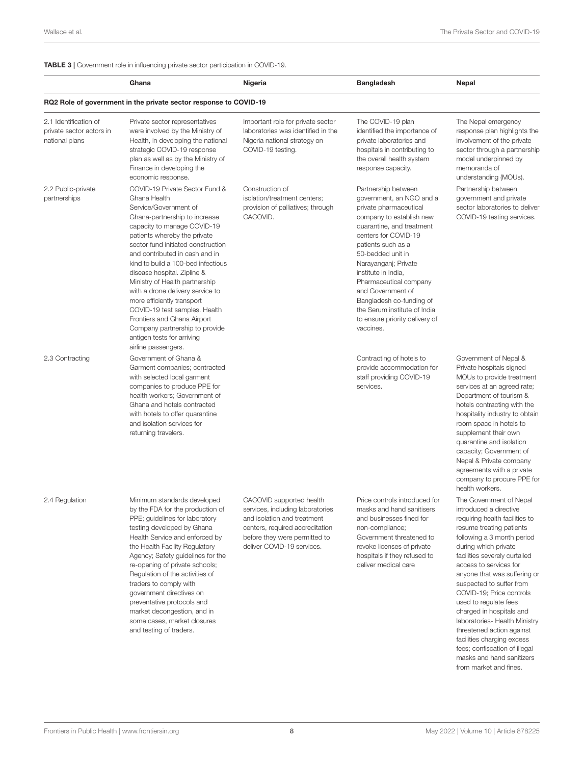**TABLE 3 |** Government role in influencing private sector participation in COVID-19.

| | Ghana | Nigeria | Bangladesh | Nepal |
|---|---|---|---|---|
| **RQ2 Role of government in the private sector response to COVID-19** | | | | |
| 2.1 Identification of private sector actors in national plans | Private sector representatives were involved by the Ministry of Health, in developing the national strategic COVID-19 response plan as well as by the Ministry of Finance in developing the economic response. | Important role for private sector laboratories was identified in the Nigeria national strategy on COVID-19 testing. | The COVID-19 plan identified the importance of private laboratories and hospitals in contributing to the overall health system response capacity. | The Nepal emergency response plan highlights the involvement of the private sector through a partnership model underpinned by memoranda of understanding (MOUs). |
| 2.2 Public-private partnerships | COVID-19 Private Sector Fund & Ghana Health Service/Government of Ghana-partnership to increase capacity to manage COVID-19 patients whereby the private sector fund initiated construction and contributed in cash and in kind to build a 100-bed infectious disease hospital. Zipline & Ministry of Health partnership with a drone delivery service to more efficiently transport COVID-19 test samples. Health Frontiers and Ghana Airport Company partnership to provide antigen tests for arriving airline passengers. | Construction of isolation/treatment centers; provision of palliatives; through CACOVID. | Partnership between government, an NGO and a private pharmaceutical company to establish new quarantine, and treatment centers for COVID-19 patients such as a 50-bedded unit in Narayanganj; Private institute in India, Pharmaceutical company and Government of Bangladesh co-funding of the Serum institute of India to ensure priority delivery of vaccines. | Partnership between government and private sector laboratories to deliver COVID-19 testing services. |
| 2.3 Contracting | Government of Ghana & Garment companies; contracted with selected local garment companies to produce PPE for health workers; Government of Ghana and hotels contracted with hotels to offer quarantine and isolation services for returning travelers. | | Contracting of hotels to provide accommodation for staff providing COVID-19 services. | Government of Nepal & Private hospitals signed MOUs to provide treatment services at an agreed rate; Department of tourism & hotels contracting with the hospitality industry to obtain room space in hotels to supplement their own quarantine and isolation capacity; Government of Nepal & Private company agreements with a private company to procure PPE for health workers. |
| 2.4 Regulation | Minimum standards developed by the FDA for the production of PPE; guidelines for laboratory testing developed by Ghana Health Service and enforced by the Health Facility Regulatory Agency; Safety guidelines for the re-opening of private schools; Regulation of the activities of traders to comply with government directives on preventative protocols and market decongestion, and in some cases, market closures and testing of traders. | CACOVID supported health services, including laboratories and isolation and treatment centers, required accreditation before they were permitted to deliver COVID-19 services. | Price controls introduced for masks and hand sanitisers and businesses fined for non-compliance; Government threatened to revoke licenses of private hospitals if they refused to deliver medical care | The Government of Nepal introduced a directive requiring health facilities to resume treating patients following a 3 month period during which private facilities severely curtailed access to services for anyone that was suffering or suspected to suffer from COVID-19; Price controls used to regulate fees charged in hospitals and laboratories- Health Ministry threatened action against facilities charging excess fees; confiscation of illegal masks and hand sanitizers from market and fines. |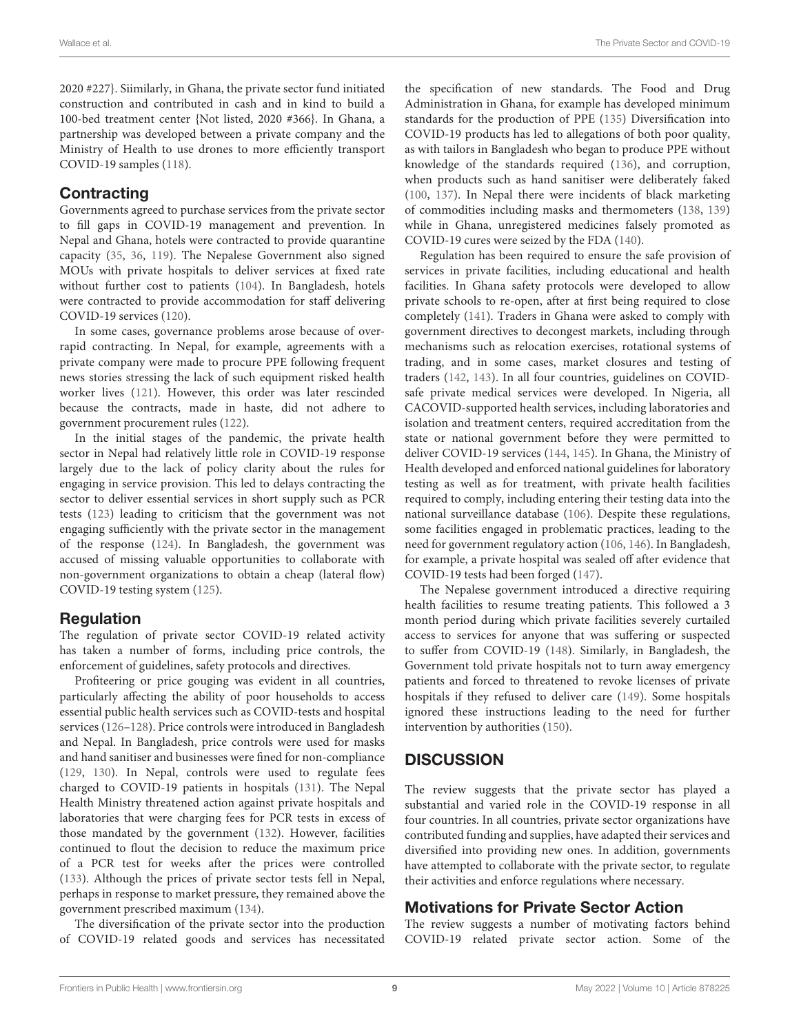2020 #227}. Siimilarly, in Ghana, the private sector fund initiated construction and contributed in cash and in kind to build a 100-bed treatment center {Not listed, 2020 #366}. In Ghana, a partnership was developed between a private company and the Ministry of Health to use drones to more efficiently transport COVID-19 samples (118).

## Contracting

Governments agreed to purchase services from the private sector to fill gaps in COVID-19 management and prevention. In Nepal and Ghana, hotels were contracted to provide quarantine capacity (35, 36, 119). The Nepalese Government also signed MOUs with private hospitals to deliver services at fixed rate without further cost to patients (104). In Bangladesh, hotels were contracted to provide accommodation for staff delivering COVID-19 services (120).

In some cases, governance problems arose because of over-rapid contracting. In Nepal, for example, agreements with a private company were made to procure PPE following frequent news stories stressing the lack of such equipment risked health worker lives (121). However, this order was later rescinded because the contracts, made in haste, did not adhere to government procurement rules (122).

In the initial stages of the pandemic, the private health sector in Nepal had relatively little role in COVID-19 response largely due to the lack of policy clarity about the rules for engaging in service provision. This led to delays contracting the sector to deliver essential services in short supply such as PCR tests (123) leading to criticism that the government was not engaging sufficiently with the private sector in the management of the response (124). In Bangladesh, the government was accused of missing valuable opportunities to collaborate with non-government organizations to obtain a cheap (lateral flow) COVID-19 testing system (125).

## Regulation

The regulation of private sector COVID-19 related activity has taken a number of forms, including price controls, the enforcement of guidelines, safety protocols and directives.

Profiteering or price gouging was evident in all countries, particularly affecting the ability of poor households to access essential public health services such as COVID-tests and hospital services (126–128). Price controls were introduced in Bangladesh and Nepal. In Bangladesh, price controls were used for masks and hand sanitiser and businesses were fined for non-compliance (129, 130). In Nepal, controls were used to regulate fees charged to COVID-19 patients in hospitals (131). The Nepal Health Ministry threatened action against private hospitals and laboratories that were charging fees for PCR tests in excess of those mandated by the government (132). However, facilities continued to flout the decision to reduce the maximum price of a PCR test for weeks after the prices were controlled (133). Although the prices of private sector tests fell in Nepal, perhaps in response to market pressure, they remained above the government prescribed maximum (134).

The diversification of the private sector into the production of COVID-19 related goods and services has necessitated the specification of new standards. The Food and Drug Administration in Ghana, for example has developed minimum standards for the production of PPE (135) Diversification into COVID-19 products has led to allegations of both poor quality, as with tailors in Bangladesh who began to produce PPE without knowledge of the standards required (136), and corruption, when products such as hand sanitiser were deliberately faked (100, 137). In Nepal there were incidents of black marketing of commodities including masks and thermometers (138, 139) while in Ghana, unregistered medicines falsely promoted as COVID-19 cures were seized by the FDA (140).

Regulation has been required to ensure the safe provision of services in private facilities, including educational and health facilities. In Ghana safety protocols were developed to allow private schools to re-open, after at first being required to close completely (141). Traders in Ghana were asked to comply with government directives to decongest markets, including through mechanisms such as relocation exercises, rotational systems of trading, and in some cases, market closures and testing of traders (142, 143). In all four countries, guidelines on COVID-safe private medical services were developed. In Nigeria, all CACOVID-supported health services, including laboratories and isolation and treatment centers, required accreditation from the state or national government before they were permitted to deliver COVID-19 services (144, 145). In Ghana, the Ministry of Health developed and enforced national guidelines for laboratory testing as well as for treatment, with private health facilities required to comply, including entering their testing data into the national surveillance database (106). Despite these regulations, some facilities engaged in problematic practices, leading to the need for government regulatory action (106, 146). In Bangladesh, for example, a private hospital was sealed off after evidence that COVID-19 tests had been forged (147).

The Nepalese government introduced a directive requiring health facilities to resume treating patients. This followed a 3 month period during which private facilities severely curtailed access to services for anyone that was suffering or suspected to suffer from COVID-19 (148). Similarly, in Bangladesh, the Government told private hospitals not to turn away emergency patients and forced to threatened to revoke licenses of private hospitals if they refused to deliver care (149). Some hospitals ignored these instructions leading to the need for further intervention by authorities (150).

# DISCUSSION

The review suggests that the private sector has played a substantial and varied role in the COVID-19 response in all four countries. In all countries, private sector organizations have contributed funding and supplies, have adapted their services and diversified into providing new ones. In addition, governments have attempted to collaborate with the private sector, to regulate their activities and enforce regulations where necessary.

## Motivations for Private Sector Action

The review suggests a number of motivating factors behind COVID-19 related private sector action. Some of the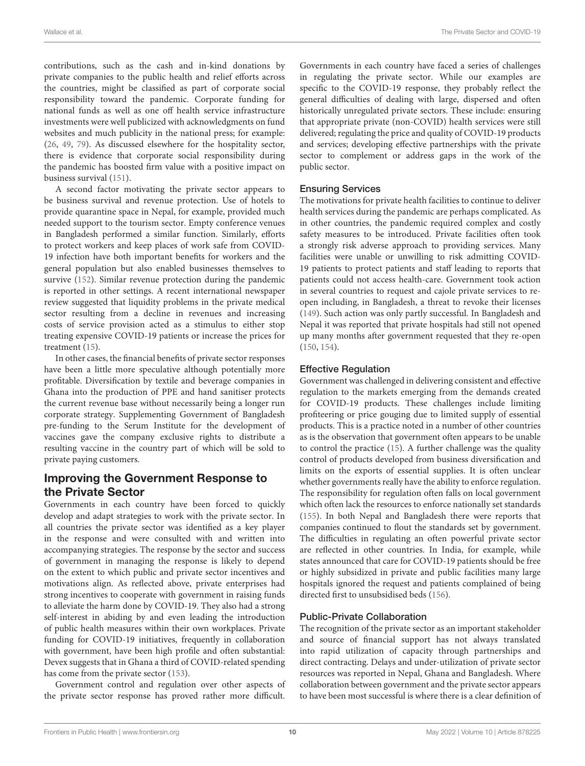contributions, such as the cash and in-kind donations by private companies to the public health and relief efforts across the countries, might be classified as part of corporate social responsibility toward the pandemic. Corporate funding for national funds as well as one off health service infrastructure investments were well publicized with acknowledgments on fund websites and much publicity in the national press; for example: (26, 49, 79). As discussed elsewhere for the hospitality sector, there is evidence that corporate social responsibility during the pandemic has boosted firm value with a positive impact on business survival (151).

A second factor motivating the private sector appears to be business survival and revenue protection. Use of hotels to provide quarantine space in Nepal, for example, provided much needed support to the tourism sector. Empty conference venues in Bangladesh performed a similar function. Similarly, efforts to protect workers and keep places of work safe from COVID-19 infection have both important benefits for workers and the general population but also enabled businesses themselves to survive (152). Similar revenue protection during the pandemic is reported in other settings. A recent international newspaper review suggested that liquidity problems in the private medical sector resulting from a decline in revenues and increasing costs of service provision acted as a stimulus to either stop treating expensive COVID-19 patients or increase the prices for treatment (15).

In other cases, the financial benefits of private sector responses have been a little more speculative although potentially more profitable. Diversification by textile and beverage companies in Ghana into the production of PPE and hand sanitiser protects the current revenue base without necessarily being a longer run corporate strategy. Supplementing Government of Bangladesh pre-funding to the Serum Institute for the development of vaccines gave the company exclusive rights to distribute a resulting vaccine in the country part of which will be sold to private paying customers.

## Improving the Government Response to the Private Sector

Governments in each country have been forced to quickly develop and adapt strategies to work with the private sector. In all countries the private sector was identified as a key player in the response and were consulted with and written into accompanying strategies. The response by the sector and success of government in managing the response is likely to depend on the extent to which public and private sector incentives and motivations align. As reflected above, private enterprises had strong incentives to cooperate with government in raising funds to alleviate the harm done by COVID-19. They also had a strong self-interest in abiding by and even leading the introduction of public health measures within their own workplaces. Private funding for COVID-19 initiatives, frequently in collaboration with government, have been high profile and often substantial: Devex suggests that in Ghana a third of COVID-related spending has come from the private sector (153).

Government control and regulation over other aspects of the private sector response has proved rather more difficult. Governments in each country have faced a series of challenges in regulating the private sector. While our examples are specific to the COVID-19 response, they probably reflect the general difficulties of dealing with large, dispersed and often historically unregulated private sectors. These include: ensuring that appropriate private (non-COVID) health services were still delivered; regulating the price and quality of COVID-19 products and services; developing effective partnerships with the private sector to complement or address gaps in the work of the public sector.

### Ensuring Services

The motivations for private health facilities to continue to deliver health services during the pandemic are perhaps complicated. As in other countries, the pandemic required complex and costly safety measures to be introduced. Private facilities often took a strongly risk adverse approach to providing services. Many facilities were unable or unwilling to risk admitting COVID-19 patients to protect patients and staff leading to reports that patients could not access health-care. Government took action in several countries to request and cajole private services to re-open including, in Bangladesh, a threat to revoke their licenses (149). Such action was only partly successful. In Bangladesh and Nepal it was reported that private hospitals had still not opened up many months after government requested that they re-open (150, 154).

### Effective Regulation

Government was challenged in delivering consistent and effective regulation to the markets emerging from the demands created for COVID-19 products. These challenges include limiting profiteering or price gouging due to limited supply of essential products. This is a practice noted in a number of other countries as is the observation that government often appears to be unable to control the practice (15). A further challenge was the quality control of products developed from business diversification and limits on the exports of essential supplies. It is often unclear whether governments really have the ability to enforce regulation. The responsibility for regulation often falls on local government which often lack the resources to enforce nationally set standards (155). In both Nepal and Bangladesh there were reports that companies continued to flout the standards set by government. The difficulties in regulating an often powerful private sector are reflected in other countries. In India, for example, while states announced that care for COVID-19 patients should be free or highly subsidized in private and public facilities many large hospitals ignored the request and patients complained of being directed first to unsubsidised beds (156).

### Public-Private Collaboration

The recognition of the private sector as an important stakeholder and source of financial support has not always translated into rapid utilization of capacity through partnerships and direct contracting. Delays and under-utilization of private sector resources was reported in Nepal, Ghana and Bangladesh. Where collaboration between government and the private sector appears to have been most successful is where there is a clear definition of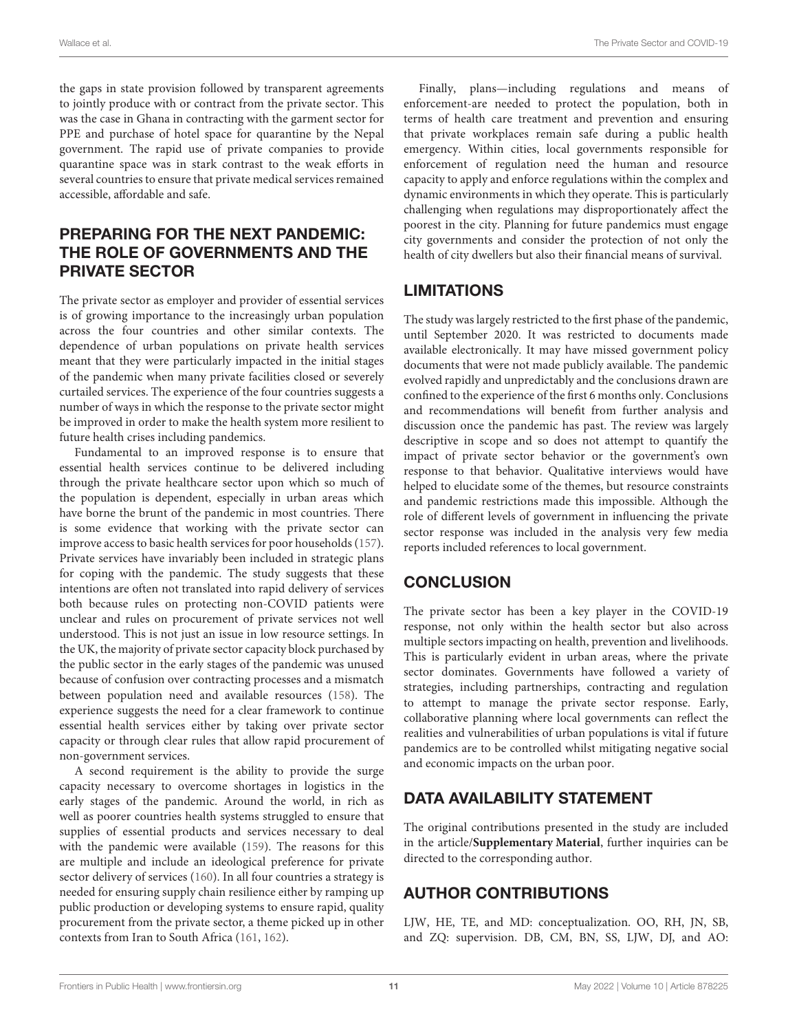the gaps in state provision followed by transparent agreements to jointly produce with or contract from the private sector. This was the case in Ghana in contracting with the garment sector for PPE and purchase of hotel space for quarantine by the Nepal government. The rapid use of private companies to provide quarantine space was in stark contrast to the weak efforts in several countries to ensure that private medical services remained accessible, affordable and safe.

## PREPARING FOR THE NEXT PANDEMIC: THE ROLE OF GOVERNMENTS AND THE PRIVATE SECTOR

The private sector as employer and provider of essential services is of growing importance to the increasingly urban population across the four countries and other similar contexts. The dependence of urban populations on private health services meant that they were particularly impacted in the initial stages of the pandemic when many private facilities closed or severely curtailed services. The experience of the four countries suggests a number of ways in which the response to the private sector might be improved in order to make the health system more resilient to future health crises including pandemics.

Fundamental to an improved response is to ensure that essential health services continue to be delivered including through the private healthcare sector upon which so much of the population is dependent, especially in urban areas which have borne the brunt of the pandemic in most countries. There is some evidence that working with the private sector can improve access to basic health services for poor households (157). Private services have invariably been included in strategic plans for coping with the pandemic. The study suggests that these intentions are often not translated into rapid delivery of services both because rules on protecting non-COVID patients were unclear and rules on procurement of private services not well understood. This is not just an issue in low resource settings. In the UK, the majority of private sector capacity block purchased by the public sector in the early stages of the pandemic was unused because of confusion over contracting processes and a mismatch between population need and available resources (158). The experience suggests the need for a clear framework to continue essential health services either by taking over private sector capacity or through clear rules that allow rapid procurement of non-government services.

A second requirement is the ability to provide the surge capacity necessary to overcome shortages in logistics in the early stages of the pandemic. Around the world, in rich as well as poorer countries health systems struggled to ensure that supplies of essential products and services necessary to deal with the pandemic were available (159). The reasons for this are multiple and include an ideological preference for private sector delivery of services (160). In all four countries a strategy is needed for ensuring supply chain resilience either by ramping up public production or developing systems to ensure rapid, quality procurement from the private sector, a theme picked up in other contexts from Iran to South Africa (161, 162).

Finally, plans—including regulations and means of enforcement-are needed to protect the population, both in terms of health care treatment and prevention and ensuring that private workplaces remain safe during a public health emergency. Within cities, local governments responsible for enforcement of regulation need the human and resource capacity to apply and enforce regulations within the complex and dynamic environments in which they operate. This is particularly challenging when regulations may disproportionately affect the poorest in the city. Planning for future pandemics must engage city governments and consider the protection of not only the health of city dwellers but also their financial means of survival.

## LIMITATIONS

The study was largely restricted to the first phase of the pandemic, until September 2020. It was restricted to documents made available electronically. It may have missed government policy documents that were not made publicly available. The pandemic evolved rapidly and unpredictably and the conclusions drawn are confined to the experience of the first 6 months only. Conclusions and recommendations will benefit from further analysis and discussion once the pandemic has past. The review was largely descriptive in scope and so does not attempt to quantify the impact of private sector behavior or the government's own response to that behavior. Qualitative interviews would have helped to elucidate some of the themes, but resource constraints and pandemic restrictions made this impossible. Although the role of different levels of government in influencing the private sector response was included in the analysis very few media reports included references to local government.

## CONCLUSION

The private sector has been a key player in the COVID-19 response, not only within the health sector but also across multiple sectors impacting on health, prevention and livelihoods. This is particularly evident in urban areas, where the private sector dominates. Governments have followed a variety of strategies, including partnerships, contracting and regulation to attempt to manage the private sector response. Early, collaborative planning where local governments can reflect the realities and vulnerabilities of urban populations is vital if future pandemics are to be controlled whilst mitigating negative social and economic impacts on the urban poor.

## DATA AVAILABILITY STATEMENT

The original contributions presented in the study are included in the article/**Supplementary Material**, further inquiries can be directed to the corresponding author.

## AUTHOR CONTRIBUTIONS

LJW, HE, TE, and MD: conceptualization. OO, RH, JN, SB, and ZQ: supervision. DB, CM, BN, SS, LJW, DJ, and AO: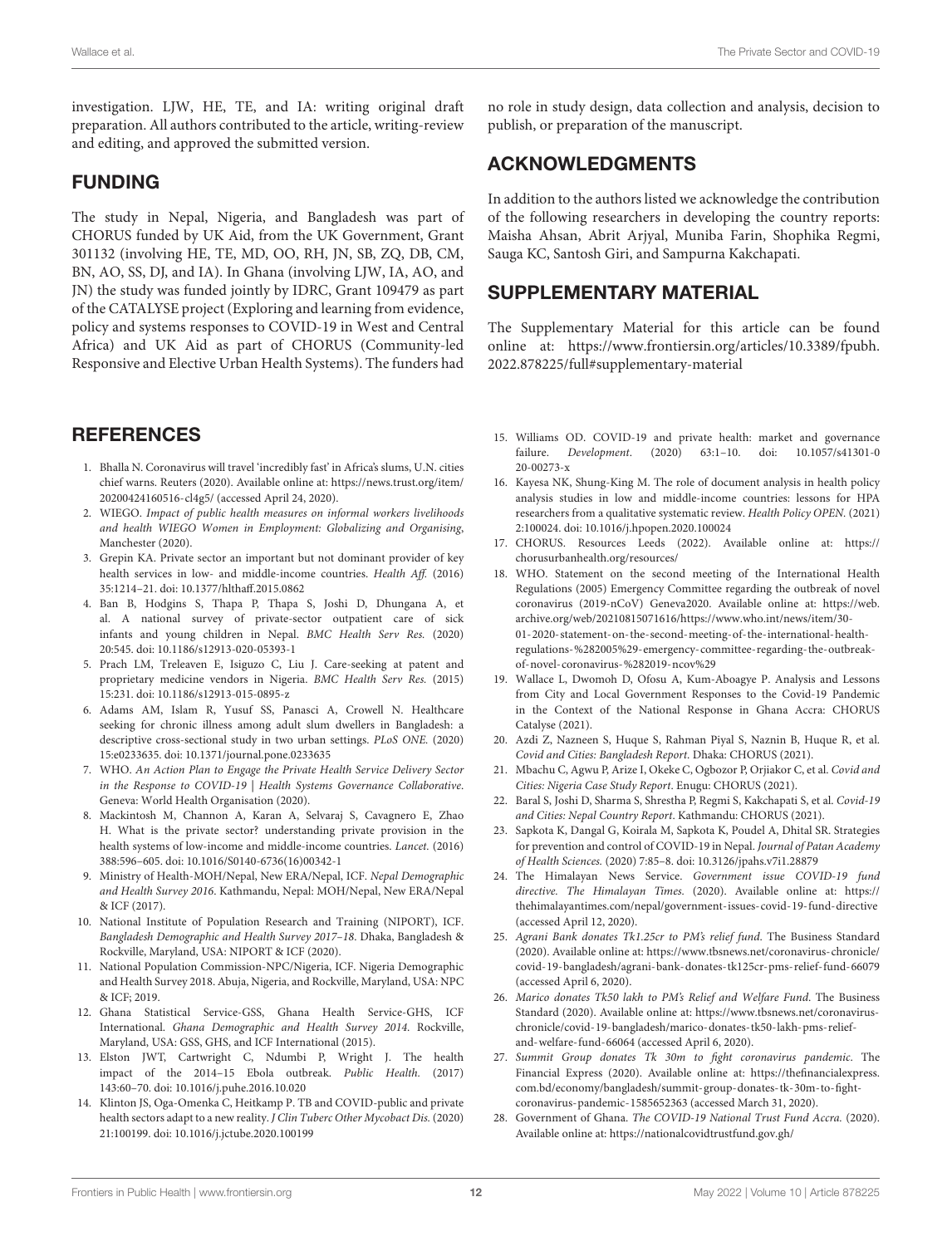investigation. LJW, HE, TE, and IA: writing original draft preparation. All authors contributed to the article, writing-review and editing, and approved the submitted version.

## FUNDING

The study in Nepal, Nigeria, and Bangladesh was part of CHORUS funded by UK Aid, from the UK Government, Grant 301132 (involving HE, TE, MD, OO, RH, JN, SB, ZQ, DB, CM, BN, AO, SS, DJ, and IA). In Ghana (involving LJW, IA, AO, and JN) the study was funded jointly by IDRC, Grant 109479 as part of the CATALYSE project (Exploring and learning from evidence, policy and systems responses to COVID-19 in West and Central Africa) and UK Aid as part of CHORUS (Community-led Responsive and Elective Urban Health Systems). The funders had no role in study design, data collection and analysis, decision to publish, or preparation of the manuscript.

## ACKNOWLEDGMENTS

In addition to the authors listed we acknowledge the contribution of the following researchers in developing the country reports: Maisha Ahsan, Abrit Arjyal, Muniba Farin, Shophika Regmi, Sauga KC, Santosh Giri, and Sampurna Kakchapati.

## SUPPLEMENTARY MATERIAL

The Supplementary Material for this article can be found online at: https://www.frontiersin.org/articles/10.3389/fpubh.2022.878225/full#supplementary-material

## REFERENCES

1. Bhalla N. Coronavirus will travel 'incredibly fast' in Africa's slums, U.N. cities chief warns. Reuters (2020). Available online at: https://news.trust.org/item/20200424160516-cl4g5/ (accessed April 24, 2020).
2. WIEGO. *Impact of public health measures on informal workers livelihoods and health WIEGO Women in Employment: Globalizing and Organising*, Manchester (2020).
3. Grepin KA. Private sector an important but not dominant provider of key health services in low- and middle-income countries. *Health Aff.* (2016) 35:1214–21. doi: 10.1377/hlthaff.2015.0862
4. Ban B, Hodgins S, Thapa P, Thapa S, Joshi D, Dhungana A, et al. A national survey of private-sector outpatient care of sick infants and young children in Nepal. *BMC Health Serv Res.* (2020) 20:545. doi: 10.1186/s12913-020-05393-1
5. Prach LM, Treleaven E, Isiguzo C, Liu J. Care-seeking at patent and proprietary medicine vendors in Nigeria. *BMC Health Serv Res.* (2015) 15:231. doi: 10.1186/s12913-015-0895-z
6. Adams AM, Islam R, Yusuf SS, Panasci A, Crowell N. Healthcare seeking for chronic illness among adult slum dwellers in Bangladesh: a descriptive cross-sectional study in two urban settings. *PLoS ONE.* (2020) 15:e0233635. doi: 10.1371/journal.pone.0233635
7. WHO. *An Action Plan to Engage the Private Health Service Delivery Sector in the Response to COVID-19 | Health Systems Governance Collaborative*. Geneva: World Health Organisation (2020).
8. Mackintosh M, Channon A, Karan A, Selvaraj S, Cavagnero E, Zhao H. What is the private sector? understanding private provision in the health systems of low-income and middle-income countries. *Lancet.* (2016) 388:596–605. doi: 10.1016/S0140-6736(16)00342-1
9. Ministry of Health-MOH/Nepal, New ERA/Nepal, ICF. *Nepal Demographic and Health Survey 2016*. Kathmandu, Nepal: MOH/Nepal, New ERA/Nepal & ICF (2017).
10. National Institute of Population Research and Training (NIPORT), ICF. *Bangladesh Demographic and Health Survey 2017–18*. Dhaka, Bangladesh & Rockville, Maryland, USA: NIPORT & ICF (2020).
11. National Population Commission-NPC/Nigeria, ICF. Nigeria Demographic and Health Survey 2018. Abuja, Nigeria, and Rockville, Maryland, USA: NPC & ICF; 2019.
12. Ghana Statistical Service-GSS, Ghana Health Service-GHS, ICF International. *Ghana Demographic and Health Survey 2014*. Rockville, Maryland, USA: GSS, GHS, and ICF International (2015).
13. Elston JWT, Cartwright C, Ndumbi P, Wright J. The health impact of the 2014–15 Ebola outbreak. *Public Health.* (2017) 143:60–70. doi: 10.1016/j.puhe.2016.10.020
14. Klinton JS, Oga-Omenka C, Heitkamp P. TB and COVID-public and private health sectors adapt to a new reality. *J Clin Tuberc Other Mycobact Dis.* (2020) 21:100199. doi: 10.1016/j.jctube.2020.100199
15. Williams OD. COVID-19 and private health: market and governance failure. *Development.* (2020) 63:1–10. doi: 10.1057/s41301-020-00273-x
16. Kayesa NK, Shung-King M. The role of document analysis in health policy analysis studies in low and middle-income countries: lessons for HPA researchers from a qualitative systematic review. *Health Policy OPEN.* (2021) 2:100024. doi: 10.1016/j.hpopen.2020.100024
17. CHORUS. Resources Leeds (2022). Available online at: https://chorusurbanhealth.org/resources/
18. WHO. Statement on the second meeting of the International Health Regulations (2005) Emergency Committee regarding the outbreak of novel coronavirus (2019-nCoV) Geneva2020. Available online at: https://web.archive.org/web/20210815071616/https://www.who.int/news/item/30-01-2020-statement-on-the-second-meeting-of-the-international-health-regulations-%282005%29-emergency-committee-regarding-the-outbreak-of-novel-coronavirus-%282019-ncov%29
19. Wallace L, Dwomoh D, Ofosu A, Kum-Aboagye P. Analysis and Lessons from City and Local Government Responses to the Covid-19 Pandemic in the Context of the National Response in Ghana Accra: CHORUS Catalyse (2021).
20. Azdi Z, Nazneen S, Huque S, Rahman Piyal S, Naznin B, Huque R, et al. *Covid and Cities: Bangladesh Report*. Dhaka: CHORUS (2021).
21. Mbachu C, Agwu P, Arize I, Okeke C, Ogbozor P, Orjiakor C, et al. *Covid and Cities: Nigeria Case Study Report*. Enugu: CHORUS (2021).
22. Baral S, Joshi D, Sharma S, Shrestha P, Regmi S, Kakchapati S, et al. *Covid-19 and Cities: Nepal Country Report*. Kathmandu: CHORUS (2021).
23. Sapkota K, Dangal G, Koirala M, Sapkota K, Poudel A, Dhital SR. Strategies for prevention and control of COVID-19 in Nepal. *Journal of Patan Academy of Health Sciences.* (2020) 7:85–8. doi: 10.3126/jpahs.v7i1.28879
24. The Himalayan News Service. *Government issue COVID-19 fund directive. The Himalayan Times.* (2020). Available online at: https://thehimalayantimes.com/nepal/government-issues-covid-19-fund-directive (accessed April 12, 2020).
25. *Agrani Bank donates Tk1.25cr to PM's relief fund*. The Business Standard (2020). Available online at: https://www.tbsnews.net/coronavirus-chronicle/covid-19-bangladesh/agrani-bank-donates-tk125cr-pms-relief-fund-66079 (accessed April 6, 2020).
26. *Marico donates Tk50 lakh to PM's Relief and Welfare Fund*. The Business Standard (2020). Available online at: https://www.tbsnews.net/coronavirus-chronicle/covid-19-bangladesh/marico-donates-tk50-lakh-pms-relief-and-welfare-fund-66064 (accessed April 6, 2020).
27. *Summit Group donates Tk 30m to fight coronavirus pandemic*. The Financial Express (2020). Available online at: https://thefinancialexpress.com.bd/economy/bangladesh/summit-group-donates-tk-30m-to-fight-coronavirus-pandemic-1585652363 (accessed March 31, 2020).
28. Government of Ghana. *The COVID-19 National Trust Fund Accra.* (2020). Available online at: https://nationalcovidtrustfund.gov.gh/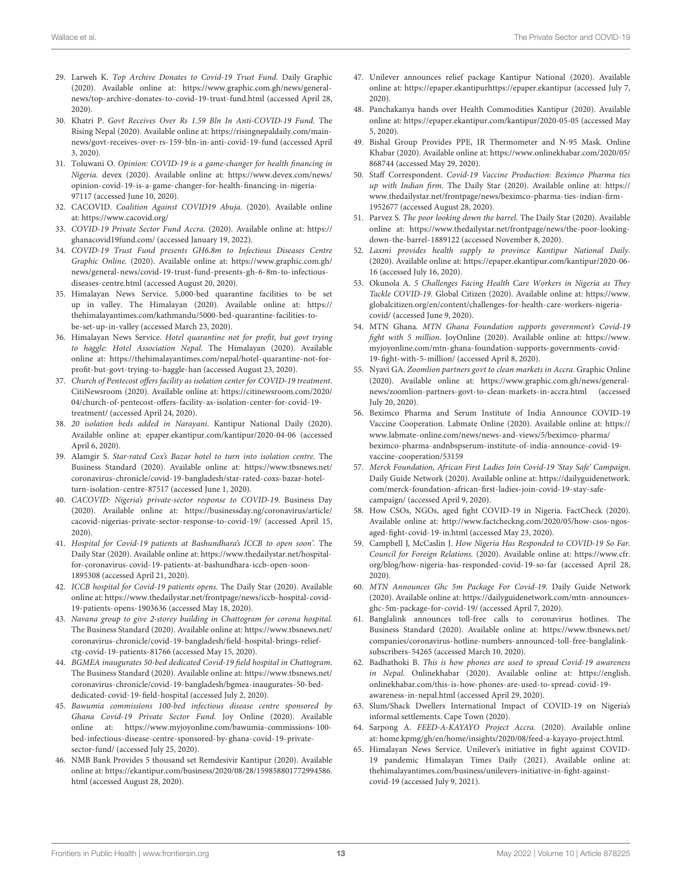29. Larweh K. *Top Archive Donates to Covid-19 Trust Fund*. Daily Graphic (2020). Available online at: https://www.graphic.com.gh/news/general-news/top-archive-donates-to-covid-19-trust-fund.html (accessed April 28, 2020).
30. Khatri P. *Govt Receives Over Rs 1.59 Bln In Anti-COVID-19 Fund*. The Rising Nepal (2020). Available online at: https://risingnepaldaily.com/main-news/govt-receives-over-rs-159-bln-in-anti-covid-19-fund (accessed April 3, 2020).
31. Toluwani O. *Opinion: COVID-19 is a game-changer for health financing in Nigeria*. devex (2020). Available online at: https://www.devex.com/news/opinion-covid-19-is-a-game-changer-for-health-financing-in-nigeria-97117 (accessed June 10, 2020).
32. CACOVID. *Coalition Against COVID19 Abuja*. (2020). Available online at: https://www.cacovid.org/
33. *COVID-19 Private Sector Fund Accra*. (2020). Available online at: https://ghanacovid19fund.com/ (accessed January 19, 2022).
34. *COVID-19 Trust Fund presents GH6.8m to Infectious Diseases Centre Graphic Online*. (2020). Available online at: https://www.graphic.com.gh/news/general-news/covid-19-trust-fund-presents-gh-6-8m-to-infectious-diseases-centre.html (accessed August 20, 2020).
35. Himalayan News Service. 5,000-bed quarantine facilities to be set up in valley. The Himalayan (2020). Available online at: https://thehimalayantimes.com/kathmandu/5000-bed-quarantine-facilities-to-be-set-up-in-valley (accessed March 23, 2020).
36. Himalayan News Service. *Hotel quarantine not for profit, but govt trying to haggle: Hotel Association Nepal*. The Himalayan (2020). Available online at: https://thehimalayantimes.com/nepal/hotel-quarantine-not-for-profit-but-govt-trying-to-haggle-han (accessed August 23, 2020).
37. *Church of Pentecost offers facility as isolation center for COVID-19 treatment*. CitiNewsroom (2020). Available online at: https://citinewsroom.com/2020/04/church-of-pentecost-offers-facility-as-isolation-center-for-covid-19-treatment/ (accessed April 24, 2020).
38. *20 isolation beds added in Narayani*. Kantipur National Daily (2020). Available online at: epaper.ekantipur.com/kantipur/2020-04-06 (accessed April 6, 2020).
39. Alamgir S. *Star-rated Cox's Bazar hotel to turn into isolation centre*. The Business Standard (2020). Available online at: https://www.tbsnews.net/coronavirus-chronicle/covid-19-bangladesh/star-rated-coxs-bazar-hotel-turn-isolation-centre-87517 (accessed June 1, 2020).
40. *CACOVID: Nigeria's private-sector response to COVID-19*. Business Day (2020). Available online at: https://businessday.ng/coronavirus/article/cacovid-nigerias-private-sector-response-to-covid-19/ (accessed April 15, 2020).
41. *Hospital for Covid-19 patients at Bashundhara's ICCB to open soon'*. The Daily Star (2020). Available online at: https://www.thedailystar.net/hospital-for-coronavirus-covid-19-patients-at-bashundhara-iccb-open-soon-1895308 (accessed April 21, 2020).
42. *ICCB hospital for Covid-19 patients opens*. The Daily Star (2020). Available online at: https://www.thedailystar.net/frontpage/news/iccb-hospital-covid-19-patients-opens-1903636 (accessed May 18, 2020).
43. *Navana group to give 2-storey building in Chattogram for corona hospital*. The Business Standard (2020). Available online at: https://www.tbsnews.net/coronavirus-chronicle/covid-19-bangladesh/field-hospital-brings-relief-ctg-covid-19-patients-81766 (accessed May 15, 2020).
44. *BGMEA inaugurates 50-bed dedicated Covid-19 field hospital in Chattogram*. The Business Standard (2020). Available online at: https://www.tbsnews.net/coronavirus-chronicle/covid-19-bangladesh/bgmea-inaugurates-50-bed-dedicated-covid-19-field-hospital (accessed July 2, 2020).
45. *Bawumia commissions 100-bed infectious disease centre sponsored by Ghana Covid-19 Private Sector Fund*. Joy Online (2020). Available online at: https://www.myjoyonline.com/bawumia-commissions-100-bed-infectious-disease-centre-sponsored-by-ghana-covid-19-private-sector-fund/ (accessed July 25, 2020).
46. NMB Bank Provides 5 thousand set Remdesivir Kantipur (2020). Available online at: https://ekantipur.com/business/2020/08/28/159858801772994586.html (accessed August 28, 2020).
47. Unilever announces relief package Kantipur National (2020). Available online at: https://epaper.ekantipurhttps://epaper.ekantipur (accessed July 7, 2020).
48. Panchakanya hands over Health Commodities Kantipur (2020). Available online at: https://epaper.ekantipur.com/kantipur/2020-05-05 (accessed May 5, 2020).
49. Bishal Group Provides PPE, IR Thermometer and N-95 Mask. Online Khabar (2020). Available online at: https://www.onlinekhabar.com/2020/05/868744 (accessed May 29, 2020).
50. Staff Correspondent. *Covid-19 Vaccine Production: Beximco Pharma ties up with Indian firm*. The Daily Star (2020). Available online at: https://www.thedailystar.net/frontpage/news/beximco-pharma-ties-indian-firm-1952677 (accessed August 28, 2020).
51. Parvez S. *The poor looking down the barrel*. The Daily Star (2020). Available online at: https://www.thedailystar.net/frontpage/news/the-poor-looking-down-the-barrel-1889122 (accessed November 8, 2020).
52. *Laxmi provides health supply to province Kantipur National Daily*. (2020). Available online at: https://epaper.ekantipur.com/kantipur/2020-06-16 (accessed July 16, 2020).
53. Okunola A. *5 Challenges Facing Health Care Workers in Nigeria as They Tackle COVID-19*. Global Citizen (2020). Available online at: https://www.globalcitizen.org/en/content/challenges-for-health-care-workers-nigeria-covid/ (accessed June 9, 2020).
54. MTN Ghana. *MTN Ghana Foundation supports government's Covid-19 fight with 5 million*. JoyOnline (2020). Available online at: https://www.myjoyonline.com/mtn-ghana-foundation-supports-governments-covid-19-fight-with-5-million/ (accessed April 8, 2020).
55. Nyavi GA. *Zoomlion partners govt to clean markets in Accra*. Graphic Online (2020). Available online at: https://www.graphic.com.gh/news/general-news/zoomlion-partners-govt-to-clean-markets-in-accra.html (accessed July 20, 2020).
56. Beximco Pharma and Serum Institute of India Announce COVID-19 Vaccine Cooperation. Labmate Online (2020). Available online at: https://www.labmate-online.com/news/news-and-views/5/beximco-pharma/beximco-pharma-andnbspserum-institute-of-india-announce-covid-19-vaccine-cooperation/53159
57. *Merck Foundation, African First Ladies Join Covid-19 'Stay Safe' Campaign*. Daily Guide Network (2020). Available online at: https://dailyguidenetwork.com/merck-foundation-african-first-ladies-join-covid-19-stay-safe-campaign/ (accessed April 9, 2020).
58. How CSOs, NGOs, aged fight COVID-19 in Nigeria. FactCheck (2020). Available online at: http://www.factcheckng.com/2020/05/how-csos-ngos-aged-fight-covid-19-in.html (accessed May 23, 2020).
59. Campbell J, McCaslin J. *How Nigeria Has Responded to COVID-19 So Far*. *Council for Foreign Relations*. (2020). Available online at: https://www.cfr.org/blog/how-nigeria-has-responded-covid-19-so-far (accessed April 28, 2020).
60. *MTN Announces Ghc 5m Package For Covid-19*. Daily Guide Network (2020). Available online at: https://dailyguidenetwork.com/mtn-announces-ghc-5m-package-for-covid-19/ (accessed April 7, 2020).
61. Banglalink announces toll-free calls to coronavirus hotlines. The Business Standard (2020). Available online at: https://www.tbsnews.net/companies/coronavirus-hotline-numbers-announced-toll-free-banglalink-subscribers-54265 (accessed March 10, 2020).
62. Badhathoki B. *This is how phones are used to spread Covid-19 awareness in Nepal*. Onlinekhabar (2020). Available online at: https://english.onlinekhabar.com/this-is-how-phones-are-used-to-spread-covid-19-awareness-in-nepal.html (accessed April 29, 2020).
63. Slum/Shack Dwellers International Impact of COVID-19 on Nigeria's informal settlements. Cape Town (2020).
64. Sarpong A. *FEED-A-KAYAYO Project Accra*. (2020). Available online at: home.kpmg/gh/en/home/insights/2020/08/feed-a-kayayo-project.html.
65. Himalayan News Service. Unilever's initiative in fight against COVID-19 pandemic Himalayan Times Daily (2021). Available online at: thehimalayantimes.com/business/unilevers-initiative-in-fight-against-covid-19 (accessed July 9, 2021).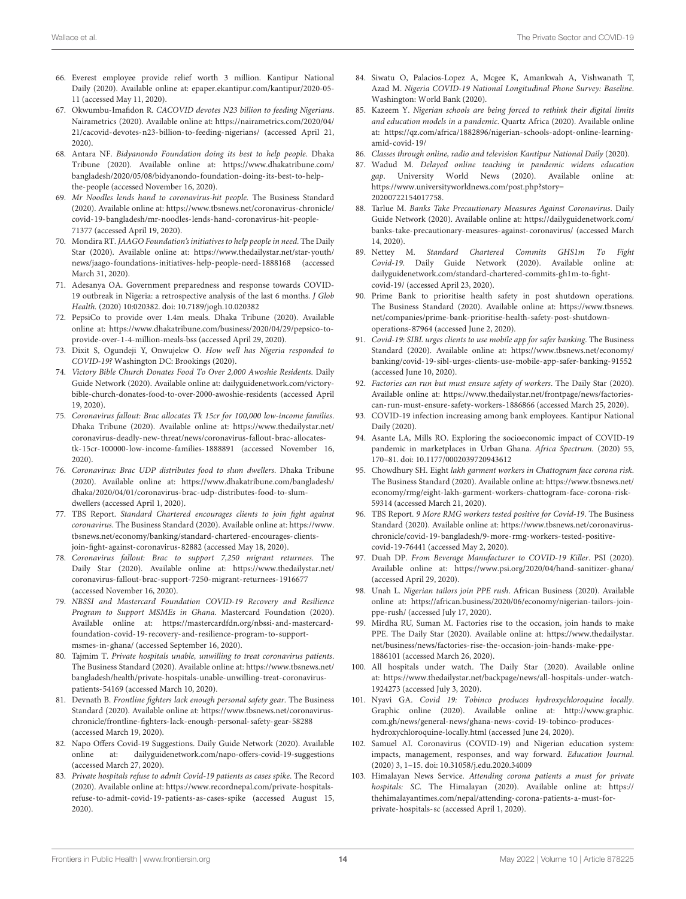66. Everest employee provide relief worth 3 million. Kantipur National Daily (2020). Available online at: epaper.ekantipur.com/kantipur/2020-05-11 (accessed May 11, 2020).
67. Okwumbu-Imafidon R. *CACOVID devotes N23 billion to feeding Nigerians*. Nairametrics (2020). Available online at: https://nairametrics.com/2020/04/21/cacovid-devotes-n23-billion-to-feeding-nigerians/ (accessed April 21, 2020).
68. Antara NF. *Bidyanondo Foundation doing its best to help people*. Dhaka Tribune (2020). Available online at: https://www.dhakatribune.com/bangladesh/2020/05/08/bidyanondo-foundation-doing-its-best-to-help-the-people (accessed November 16, 2020).
69. *Mr Noodles lends hand to coronavirus-hit people*. The Business Standard (2020). Available online at: https://www.tbsnews.net/coronavirus-chronicle/covid-19-bangladesh/mr-noodles-lends-hand-coronavirus-hit-people-71377 (accessed April 19, 2020).
70. Mondira RT. *JAAGO Foundation's initiatives to help people in need*. The Daily Star (2020). Available online at: https://www.thedailystar.net/star-youth/news/jaago-foundations-initiatives-help-people-need-1888168 (accessed March 31, 2020).
71. Adesanya OA. Government preparedness and response towards COVID-19 outbreak in Nigeria: a retrospective analysis of the last 6 months. *J Glob Health*. (2020) 10:020382. doi: 10.7189/jogh.10.020382
72. PepsiCo to provide over 1.4m meals. Dhaka Tribune (2020). Available online at: https://www.dhakatribune.com/business/2020/04/29/pepsico-to-provide-over-1-4-million-meals-bss (accessed April 29, 2020).
73. Dixit S, Ogundeji Y, Onwujekw O. *How well has Nigeria responded to COVID-19?* Washington DC: Brookings (2020).
74. *Victory Bible Church Donates Food To Over 2,000 Awoshie Residents*. Daily Guide Network (2020). Available online at: dailyguidenetwork.com/victory-bible-church-donates-food-to-over-2000-awoshie-residents (accessed April 19, 2020).
75. *Coronavirus fallout: Brac allocates Tk 15cr for 100,000 low-income families*. Dhaka Tribune (2020). Available online at: https://www.thedailystar.net/coronavirus-deadly-new-threat/news/coronavirus-fallout-brac-allocates-tk-15cr-100000-low-income-families-1888891 (accessed November 16, 2020).
76. *Coronavirus: Brac UDP distributes food to slum dwellers*. Dhaka Tribune (2020). Available online at: https://www.dhakatribune.com/bangladesh/dhaka/2020/04/01/coronavirus-brac-udp-distributes-food-to-slum-dwellers (accessed April 1, 2020).
77. TBS Report. *Standard Chartered encourages clients to join fight against coronavirus*. The Business Standard (2020). Available online at: https://www.tbsnews.net/economy/banking/standard-chartered-encourages-clients-join-fight-against-coronavirus-82882 (accessed May 18, 2020).
78. *Coronavirus fallout: Brac to support 7,250 migrant returnees*. The Daily Star (2020). Available online at: https://www.thedailystar.net/coronavirus-fallout-brac-support-7250-migrant-returnees-1916677 (accessed November 16, 2020).
79. *NBSSI and Mastercard Foundation COVID-19 Recovery and Resilience Program to Support MSMEs in Ghana*. Mastercard Foundation (2020). Available online at: https://mastercardfdn.org/nbssi-and-mastercard-foundation-covid-19-recovery-and-resilience-program-to-support-msmes-in-ghana/ (accessed September 16, 2020).
80. Tajmim T. *Private hospitals unable, unwilling to treat coronavirus patients*. The Business Standard (2020). Available online at: https://www.tbsnews.net/bangladesh/health/private-hospitals-unable-unwilling-treat-coronavirus-patients-54169 (accessed March 10, 2020).
81. Devnath B. *Frontline fighters lack enough personal safety gear*. The Business Standard (2020). Available online at: https://www.tbsnews.net/coronavirus-chronicle/frontline-fighters-lack-enough-personal-safety-gear-58288 (accessed March 19, 2020).
82. Napo Offers Covid-19 Suggestions. Daily Guide Network (2020). Available online at: dailyguidenetwork.com/napo-offers-covid-19-suggestions (accessed March 27, 2020).
83. *Private hospitals refuse to admit Covid-19 patients as cases spike*. The Record (2020). Available online at: https://www.recordnepal.com/private-hospitals-refuse-to-admit-covid-19-patients-as-cases-spike (accessed August 15, 2020).
84. Siwatu O, Palacios-Lopez A, Mcgee K, Amankwah A, Vishwanath T, Azad M. *Nigeria COVID-19 National Longitudinal Phone Survey: Baseline*. Washington: World Bank (2020).
85. Kazeem Y. *Nigerian schools are being forced to rethink their digital limits and education models in a pandemic*. Quartz Africa (2020). Available online at: https://qz.com/africa/1882896/nigerian-schools-adopt-online-learning-amid-covid-19/
86. *Classes through online, radio and television Kantipur National Daily* (2020).
87. Wadud M. *Delayed online teaching in pandemic widens education gap*. University World News (2020). Available online at: https://www.universityworldnews.com/post.php?story=20200722154017758.
88. Tarlue M. *Banks Take Precautionary Measures Against Coronavirus*. Daily Guide Network (2020). Available online at: https://dailyguidenetwork.com/banks-take-precautionary-measures-against-coronavirus/ (accessed March 14, 2020).
89. Nettey M. *Standard Chartered Commits GHS1m To Fight Covid-19*. Daily Guide Network (2020). Available online at: dailyguidenetwork.com/standard-chartered-commits-gh1m-to-fight-covid-19/ (accessed April 23, 2020).
90. Prime Bank to prioritise health safety in post shutdown operations. The Business Standard (2020). Available online at: https://www.tbsnews.net/companies/prime-bank-prioritise-health-safety-post-shutdown-operations-87964 (accessed June 2, 2020).
91. *Covid-19: SIBL urges clients to use mobile app for safer banking*. The Business Standard (2020). Available online at: https://www.tbsnews.net/economy/banking/covid-19-sibl-urges-clients-use-mobile-app-safer-banking-91552 (accessed June 10, 2020).
92. *Factories can run but must ensure safety of workers*. The Daily Star (2020). Available online at: https://www.thedailystar.net/frontpage/news/factories-can-run-must-ensure-safety-workers-1886866 (accessed March 25, 2020).
93. COVID-19 infection increasing among bank employees. Kantipur National Daily (2020).
94. Asante LA, Mills RO. Exploring the socioeconomic impact of COVID-19 pandemic in marketplaces in Urban Ghana. *Africa Spectrum*. (2020) 55, 170–81. doi: 10.1177/0002039720943612
95. Chowdhury SH. Eight *lakh garment workers in Chattogram face corona risk*. The Business Standard (2020). Available online at: https://www.tbsnews.net/economy/rmg/eight-lakh-garment-workers-chattogram-face-corona-risk-59314 (accessed March 21, 2020).
96. TBS Report. *9 More RMG workers tested positive for Covid-19*. The Business Standard (2020). Available online at: https://www.tbsnews.net/coronavirus-chronicle/covid-19-bangladesh/9-more-rmg-workers-tested-positive-covid-19-76441 (accessed May 2, 2020).
97. Duah DP. *From Beverage Manufacturer to COVID-19 Killer*. PSI (2020). Available online at: https://www.psi.org/2020/04/hand-sanitizer-ghana/ (accessed April 29, 2020).
98. Unah L. *Nigerian tailors join PPE rush*. African Business (2020). Available online at: https://african.business/2020/06/economy/nigerian-tailors-join-ppe-rush/ (accessed July 17, 2020).
99. Mirdha RU, Suman M. Factories rise to the occasion, join hands to make PPE. The Daily Star (2020). Available online at: https://www.thedailystar.net/business/news/factories-rise-the-occasion-join-hands-make-ppe-1886101 (accessed March 26, 2020).
100. All hospitals under watch. The Daily Star (2020). Available online at: https://www.thedailystar.net/backpage/news/all-hospitals-under-watch-1924273 (accessed July 3, 2020).
101. Nyavi GA. *Covid 19: Tobinco produces hydroxychloroquine locally*. Graphic online (2020). Available online at: http://www.graphic.com.gh/news/general-news/ghana-news-covid-19-tobinco-produces-hydroxychloroquine-locally.html (accessed June 24, 2020).
102. Samuel AI. Coronavirus (COVID-19) and Nigerian education system: impacts, management, responses, and way forward. *Education Journal*. (2020) 3, 1–15. doi: 10.31058/j.edu.2020.34009
103. Himalayan News Service. *Attending corona patients a must for private hospitals: SC*. The Himalayan (2020). Available online at: https://thehimalayantimes.com/nepal/attending-corona-patients-a-must-for-private-hospitals-sc (accessed April 1, 2020).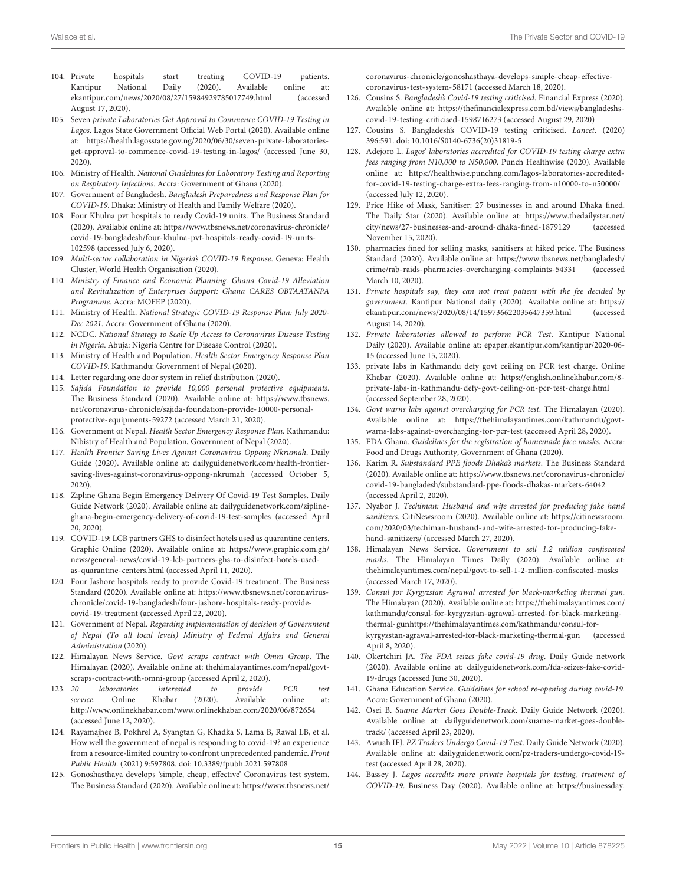104. Private hospitals start treating COVID-19 patients. Kantipur National Daily (2020). Available online at: ekantipur.com/news/2020/08/27/15984929785017749.html (accessed August 17, 2020).
105. Seven *private Laboratories Get Approval to Commence COVID-19 Testing in Lagos*. Lagos State Government Official Web Portal (2020). Available online at: https://health.lagosstate.gov.ng/2020/06/30/seven-private-laboratories-get-approval-to-commence-covid-19-testing-in-lagos/ (accessed June 30, 2020).
106. Ministry of Health. *National Guidelines for Laboratory Testing and Reporting on Respiratory Infections*. Accra: Government of Ghana (2020).
107. Government of Bangladesh. *Bangladesh Preparedness and Response Plan for COVID-19*. Dhaka: Ministry of Health and Family Welfare (2020).
108. Four Khulna pvt hospitals to ready Covid-19 units. The Business Standard (2020). Available online at: https://www.tbsnews.net/coronavirus-chronicle/covid-19-bangladesh/four-khulna-pvt-hospitals-ready-covid-19-units-102598 (accessed July 6, 2020).
109. *Multi-sector collaboration in Nigeria's COVID-19 Response*. Geneva: Health Cluster, World Health Organisation (2020).
110. *Ministry of Finance and Economic Planning. Ghana Covid-19 Alleviation and Revitalization of Enterprises Support: Ghana CARES OBTAATANPA Programme*. Accra: MOFEP (2020).
111. Ministry of Health. *National Strategic COVID-19 Response Plan: July 2020-Dec 2021*. Accra: Government of Ghana (2020).
112. NCDC. *National Strategy to Scale Up Access to Coronavirus Disease Testing in Nigeria*. Abuja: Nigeria Centre for Disease Control (2020).
113. Ministry of Health and Population. *Health Sector Emergency Response Plan COVID-19*. Kathmandu: Government of Nepal (2020).
114. Letter regarding one door system in relief distribution (2020).
115. *Sajida Foundation to provide 10,000 personal protective equipments*. The Business Standard (2020). Available online at: https://www.tbsnews.net/coronavirus-chronicle/sajida-foundation-provide-10000-personal-protective-equipments-59272 (accessed March 21, 2020).
116. Government of Nepal. *Health Sector Emergency Response Plan*. Kathmandu: Nibistry of Health and Population, Government of Nepal (2020).
117. *Health Frontier Saving Lives Against Coronavirus Oppong Nkrumah*. Daily Guide (2020). Available online at: dailyguidenetwork.com/health-frontier-saving-lives-against-coronavirus-oppong-nkrumah (accessed October 5, 2020).
118. Zipline Ghana Begin Emergency Delivery Of Covid-19 Test Samples. Daily Guide Network (2020). Available online at: dailyguidenetwork.com/zipline-ghana-begin-emergency-delivery-of-covid-19-test-samples (accessed April 20, 2020).
119. COVID-19: LCB partners GHS to disinfect hotels used as quarantine centers. Graphic Online (2020). Available online at: https://www.graphic.com.gh/news/general-news/covid-19-lcb-partners-ghs-to-disinfect-hotels-used-as-quarantine-centers.html (accessed April 11, 2020).
120. Four Jashore hospitals ready to provide Covid-19 treatment. The Business Standard (2020). Available online at: https://www.tbsnews.net/coronavirus-chronicle/covid-19-bangladesh/four-jashore-hospitals-ready-provide-covid-19-treatment (accessed April 22, 2020).
121. Government of Nepal. *Regarding implementation of decision of Government of Nepal (To all local levels) Ministry of Federal Affairs and General Administration* (2020).
122. Himalayan News Service. *Govt scraps contract with Omni Group*. The Himalayan (2020). Available online at: thehimalayantimes.com/nepal/govt-scraps-contract-with-omni-group (accessed April 2, 2020).
123. *20 laboratories interested to provide PCR test service*. Online Khabar (2020). Available online at: http://www.onlinekhabar.com/www.onlinekhabar.com/2020/06/872654 (accessed June 12, 2020).
124. Rayamajhee B, Pokhrel A, Syangtan G, Khadka S, Lama B, Rawal LB, et al. How well the government of nepal is responding to covid-19? an experience from a resource-limited country to confront unprecedented pandemic. *Front Public Health*. (2021) 9:597808. doi: 10.3389/fpubh.2021.597808
125. Gonoshasthaya develops 'simple, cheap, effective' Coronavirus test system. The Business Standard (2020). Available online at: https://www.tbsnews.net/coronavirus-chronicle/gonoshasthaya-develops-simple-cheap-effective-coronavirus-test-system-58171 (accessed March 18, 2020).
126. Cousins S. *Bangladesh's Covid-19 testing criticised*. Financial Express (2020). Available online at: https://thefinancialexpress.com.bd/views/bangladeshs-covid-19-testing-criticised-1598716273 (accessed August 29, 2020)
127. Cousins S. Bangladesh's COVID-19 testing criticised. *Lancet*. (2020) 396:591. doi: 10.1016/S0140-6736(20)31819-5
128. Adejoro L. *Lagos' laboratories accredited for COVID-19 testing charge extra fees ranging from N10,000 to N50,000*. Punch Healthwise (2020). Available online at: https://healthwise.punchng.com/lagos-laboratories-accredited-for-covid-19-testing-charge-extra-fees-ranging-from-n10000-to-n50000/ (accessed July 12, 2020).
129. Price Hike of Mask, Sanitiser: 27 businesses in and around Dhaka fined. The Daily Star (2020). Available online at: https://www.thedailystar.net/city/news/27-businesses-and-around-dhaka-fined-1879129 (accessed November 15, 2020).
130. pharmacies fined for selling masks, sanitisers at hiked price. The Business Standard (2020). Available online at: https://www.tbsnews.net/bangladesh/crime/rab-raids-pharmacies-overcharging-complaints-54331 (accessed March 10, 2020).
131. *Private hospitals say, they can not treat patient with the fee decided by government*. Kantipur National daily (2020). Available online at: https://ekantipur.com/news/2020/08/14/159736622035647359.html (accessed August 14, 2020).
132. *Private laboratories allowed to perform PCR Test*. Kantipur National Daily (2020). Available online at: epaper.ekantipur.com/kantipur/2020-06-15 (accessed June 15, 2020).
133. private labs in Kathmandu defy govt ceiling on PCR test charge. Online Khabar (2020). Available online at: https://english.onlinekhabar.com/8-private-labs-in-kathmandu-defy-govt-ceiling-on-pcr-test-charge.html (accessed September 28, 2020).
134. *Govt warns labs against overcharging for PCR test*. The Himalayan (2020). Available online at: https://thehimalayantimes.com/kathmandu/govt-warns-labs-against-overcharging-for-pcr-test (accessed April 28, 2020).
135. FDA Ghana. *Guidelines for the registration of homemade face masks*. Accra: Food and Drugs Authority, Government of Ghana (2020).
136. Karim R. *Substandard PPE floods Dhaka's markets*. The Business Standard (2020). Available online at: https://www.tbsnews.net/coronavirus-chronicle/covid-19-bangladesh/substandard-ppe-floods-dhakas-markets-64042 (accessed April 2, 2020).
137. Nyabor J. *Techiman: Husband and wife arrested for producing fake hand sanitizers*. CitiNewsroom (2020). Available online at: https://citinewsroom.com/2020/03/techiman-husband-and-wife-arrested-for-producing-fake-hand-sanitizers/ (accessed March 27, 2020).
138. Himalayan News Service. *Government to sell 1.2 million confiscated masks*. The Himalayan Times Daily (2020). Available online at: thehimalayantimes.com/nepal/govt-to-sell-1-2-million-confiscated-masks (accessed March 17, 2020).
139. *Consul for Kyrgyzstan Agrawal arrested for black-marketing thermal gun*. The Himalayan (2020). Available online at: https://thehimalayantimes.com/kathmandu/consul-for-kyrgyzstan-agrawal-arrested-for-black-marketing-thermal-gunhttps://thehimalayantimes.com/kathmandu/consul-for-kyrgyzstan-agrawal-arrested-for-black-marketing-thermal-gun (accessed April 8, 2020).
140. Okertchiri JA. *The FDA seizes fake covid-19 drug*. Daily Guide network (2020). Available online at: dailyguidenetwork.com/fda-seizes-fake-covid-19-drugs (accessed June 30, 2020).
141. Ghana Education Service. *Guidelines for school re-opening during covid-19*. Accra: Government of Ghana (2020).
142. Osei B. *Suame Market Goes Double-Track*. Daily Guide Network (2020). Available online at: dailyguidenetwork.com/suame-market-goes-double-track/ (accessed April 23, 2020).
143. Awuah IFJ. *PZ Traders Undergo Covid-19 Test*. Daily Guide Network (2020). Available online at: dailyguidenetwork.com/pz-traders-undergo-covid-19-test (accessed April 28, 2020).
144. Bassey J. *Lagos accredits more private hospitals for testing, treatment of COVID-19*. Business Day (2020). Available online at: https://businessday.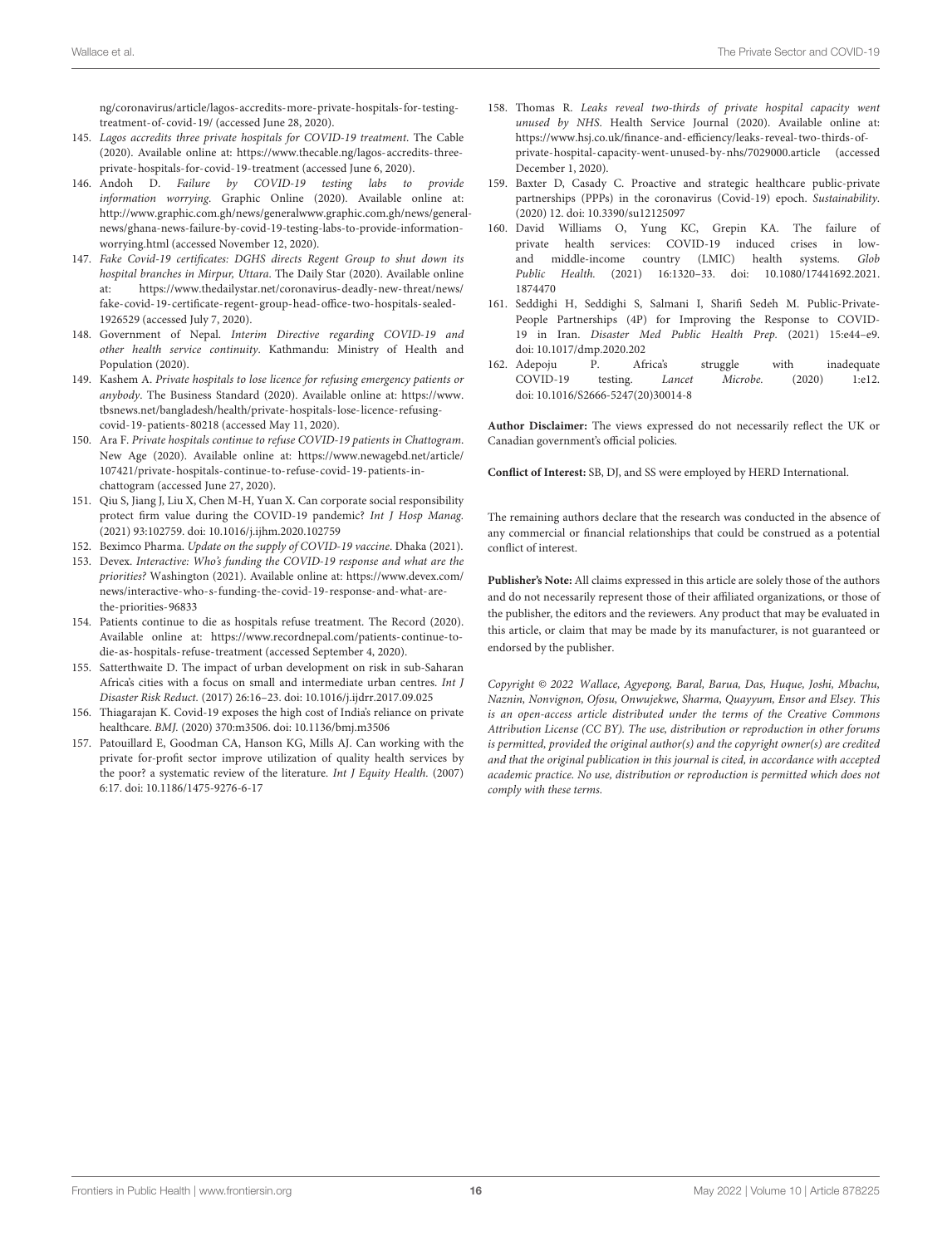ng/coronavirus/article/lagos-accredits-more-private-hospitals-for-testing-treatment-of-covid-19/ (accessed June 28, 2020).

145. *Lagos accredits three private hospitals for COVID-19 treatment*. The Cable (2020). Available online at: https://www.thecable.ng/lagos-accredits-three-private-hospitals-for-covid-19-treatment (accessed June 6, 2020).
146. Andoh D. *Failure by COVID-19 testing labs to provide information worrying*. Graphic Online (2020). Available online at: http://www.graphic.com.gh/news/generalwww.graphic.com.gh/news/general-news/ghana-news-failure-by-covid-19-testing-labs-to-provide-information-worrying.html (accessed November 12, 2020).
147. *Fake Covid-19 certificates: DGHS directs Regent Group to shut down its hospital branches in Mirpur, Uttara*. The Daily Star (2020). Available online at: https://www.thedailystar.net/coronavirus-deadly-new-threat/news/fake-covid-19-certificate-regent-group-head-office-two-hospitals-sealed-1926529 (accessed July 7, 2020).
148. Government of Nepal. *Interim Directive regarding COVID-19 and other health service continuity*. Kathmandu: Ministry of Health and Population (2020).
149. Kashem A. *Private hospitals to lose licence for refusing emergency patients or anybody*. The Business Standard (2020). Available online at: https://www.tbsnews.net/bangladesh/health/private-hospitals-lose-licence-refusing-covid-19-patients-80218 (accessed May 11, 2020).
150. Ara F. *Private hospitals continue to refuse COVID-19 patients in Chattogram*. New Age (2020). Available online at: https://www.newagebd.net/article/107421/private-hospitals-continue-to-refuse-covid-19-patients-in-chattogram (accessed June 27, 2020).
151. Qiu S, Jiang J, Liu X, Chen M-H, Yuan X. Can corporate social responsibility protect firm value during the COVID-19 pandemic? *Int J Hosp Manag.* (2021) 93:102759. doi: 10.1016/j.ijhm.2020.102759
152. Beximco Pharma. *Update on the supply of COVID-19 vaccine*. Dhaka (2021).
153. Devex. *Interactive: Who's funding the COVID-19 response and what are the priorities?* Washington (2021). Available online at: https://www.devex.com/news/interactive-who-s-funding-the-covid-19-response-and-what-are-the-priorities-96833
154. Patients continue to die as hospitals refuse treatment. The Record (2020). Available online at: https://www.recordnepal.com/patients-continue-to-die-as-hospitals-refuse-treatment (accessed September 4, 2020).
155. Satterthwaite D. The impact of urban development on risk in sub-Saharan Africa's cities with a focus on small and intermediate urban centres. *Int J Disaster Risk Reduct.* (2017) 26:16–23. doi: 10.1016/j.ijdrr.2017.09.025
156. Thiagarajan K. Covid-19 exposes the high cost of India's reliance on private healthcare. *BMJ.* (2020) 370:m3506. doi: 10.1136/bmj.m3506
157. Patouillard E, Goodman CA, Hanson KG, Mills AJ. Can working with the private for-profit sector improve utilization of quality health services by the poor? a systematic review of the literature. *Int J Equity Health.* (2007) 6:17. doi: 10.1186/1475-9276-6-17
158. Thomas R. *Leaks reveal two-thirds of private hospital capacity went unused by NHS*. Health Service Journal (2020). Available online at: https://www.hsj.co.uk/finance-and-efficiency/leaks-reveal-two-thirds-of-private-hospital-capacity-went-unused-by-nhs/7029000.article (accessed December 1, 2020).
159. Baxter D, Casady C. Proactive and strategic healthcare public-private partnerships (PPPs) in the coronavirus (Covid-19) epoch. *Sustainability.* (2020) 12. doi: 10.3390/su12125097
160. David Williams O, Yung KC, Grepin KA. The failure of private health services: COVID-19 induced crises in low- and middle-income country (LMIC) health systems. *Glob Public Health.* (2021) 16:1320–33. doi: 10.1080/17441692.2021.1874470
161. Seddighi H, Seddighi S, Salmani I, Sharifi Sedeh M. Public-Private-People Partnerships (4P) for Improving the Response to COVID-19 in Iran. *Disaster Med Public Health Prep.* (2021) 15:e44–e9. doi: 10.1017/dmp.2020.202
162. Adepoju P. Africa's struggle with inadequate COVID-19 testing. *Lancet Microbe.* (2020) 1:e12. doi: 10.1016/S2666-5247(20)30014-8

**Author Disclaimer:** The views expressed do not necessarily reflect the UK or Canadian government's official policies.

**Conflict of Interest:** SB, DJ, and SS were employed by HERD International.

The remaining authors declare that the research was conducted in the absence of any commercial or financial relationships that could be construed as a potential conflict of interest.

**Publisher's Note:** All claims expressed in this article are solely those of the authors and do not necessarily represent those of their affiliated organizations, or those of the publisher, the editors and the reviewers. Any product that may be evaluated in this article, or claim that may be made by its manufacturer, is not guaranteed or endorsed by the publisher.

*Copyright © 2022 Wallace, Agyepong, Baral, Barua, Das, Huque, Joshi, Mbachu, Naznin, Nonvignon, Ofosu, Onwujekwe, Sharma, Quayyum, Ensor and Elsey. This is an open-access article distributed under the terms of the Creative Commons Attribution License (CC BY). The use, distribution or reproduction in other forums is permitted, provided the original author(s) and the copyright owner(s) are credited and that the original publication in this journal is cited, in accordance with accepted academic practice. No use, distribution or reproduction is permitted which does not comply with these terms.*